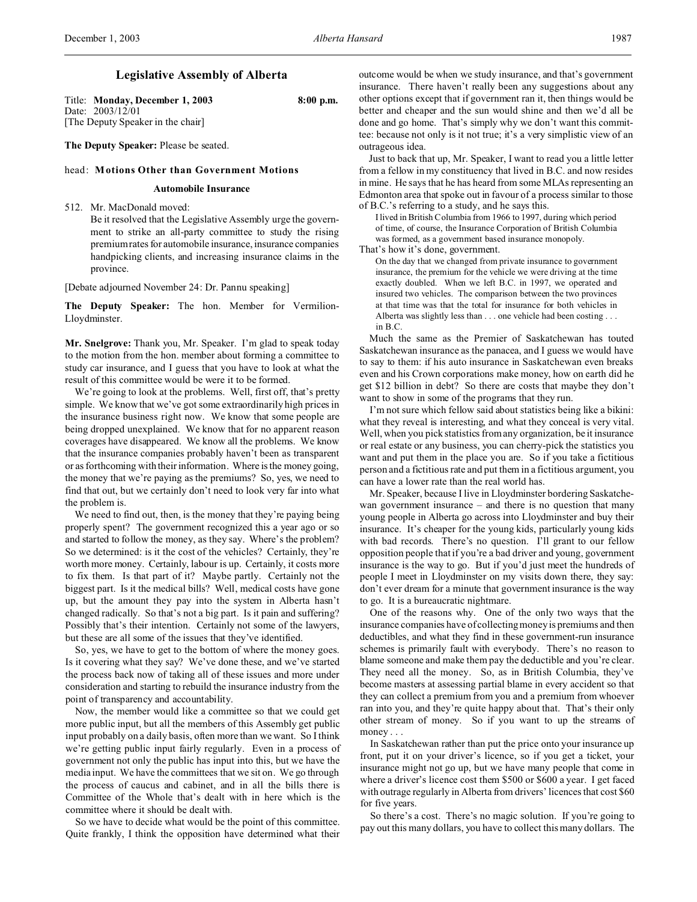# Legislative Assembly of Alberta

Title: **Monday, December 1, 2003** **8:00 p.m.**
Date: 2003/12/01
[The Deputy Speaker in the chair]

**The Deputy Speaker:** Please be seated.

head: **Motions Other than Government Motions**

### Automobile Insurance

512. Mr. MacDonald moved:
Be it resolved that the Legislative Assembly urge the government to strike an all-party committee to study the rising premium rates for automobile insurance, insurance companies handpicking clients, and increasing insurance claims in the province.

[Debate adjourned November 24: Dr. Pannu speaking]

**The Deputy Speaker:** The hon. Member for Vermilion-Lloydminster.

**Mr. Snelgrove:** Thank you, Mr. Speaker. I'm glad to speak today to the motion from the hon. member about forming a committee to study car insurance, and I guess that you have to look at what the result of this committee would be were it to be formed.

We're going to look at the problems. Well, first off, that's pretty simple. We know that we've got some extraordinarily high prices in the insurance business right now. We know that some people are being dropped unexplained. We know that for no apparent reason coverages have disappeared. We know all the problems. We know that the insurance companies probably haven't been as transparent or as forthcoming with their information. Where is the money going, the money that we're paying as the premiums? So, yes, we need to find that out, but we certainly don't need to look very far into what the problem is.

We need to find out, then, is the money that they're paying being properly spent? The government recognized this a year ago or so and started to follow the money, as they say. Where's the problem? So we determined: is it the cost of the vehicles? Certainly, they're worth more money. Certainly, labour is up. Certainly, it costs more to fix them. Is that part of it? Maybe partly. Certainly not the biggest part. Is it the medical bills? Well, medical costs have gone up, but the amount they pay into the system in Alberta hasn't changed radically. So that's not a big part. Is it pain and suffering? Possibly that's their intention. Certainly not some of the lawyers, but these are all some of the issues that they've identified.

So, yes, we have to get to the bottom of where the money goes. Is it covering what they say? We've done these, and we've started the process back now of taking all of these issues and more under consideration and starting to rebuild the insurance industry from the point of transparency and accountability.

Now, the member would like a committee so that we could get more public input, but all the members of this Assembly get public input probably on a daily basis, often more than we want. So I think we're getting public input fairly regularly. Even in a process of government not only the public has input into this, but we have the media input. We have the committees that we sit on. We go through the process of caucus and cabinet, and in all the bills there is Committee of the Whole that's dealt with in here which is the committee where it should be dealt with.

So we have to decide what would be the point of this committee. Quite frankly, I think the opposition have determined what their outcome would be when we study insurance, and that's government insurance. There haven't really been any suggestions about any other options except that if government ran it, then things would be better and cheaper and the sun would shine and then we'd all be done and go home. That's simply why we don't want this committee: because not only is it not true; it's a very simplistic view of an outrageous idea.

Just to back that up, Mr. Speaker, I want to read you a little letter from a fellow in my constituency that lived in B.C. and now resides in mine. He says that he has heard from some MLAs representing an Edmonton area that spoke out in favour of a process similar to those of B.C.'s referring to a study, and he says this.

> I lived in British Columbia from 1966 to 1997, during which period of time, of course, the Insurance Corporation of British Columbia was formed, as a government based insurance monopoly.

That's how it's done, government.

> On the day that we changed from private insurance to government insurance, the premium for the vehicle we were driving at the time exactly doubled. When we left B.C. in 1997, we operated and insured two vehicles. The comparison between the two provinces at that time was that the total for insurance for both vehicles in Alberta was slightly less than . . . one vehicle had been costing . . . in B.C.

Much the same as the Premier of Saskatchewan has touted Saskatchewan insurance as the panacea, and I guess we would have to say to them: if his auto insurance in Saskatchewan even breaks even and his Crown corporations make money, how on earth did he get $12 billion in debt? So there are costs that maybe they don't want to show in some of the programs that they run.

I'm not sure which fellow said about statistics being like a bikini: what they reveal is interesting, and what they conceal is very vital. Well, when you pick statistics from any organization, be it insurance or real estate or any business, you can cherry-pick the statistics you want and put them in the place you are. So if you take a fictitious person and a fictitious rate and put them in a fictitious argument, you can have a lower rate than the real world has.

Mr. Speaker, because I live in Lloydminster bordering Saskatchewan government insurance – and there is no question that many young people in Alberta go across into Lloydminster and buy their insurance. It's cheaper for the young kids, particularly young kids with bad records. There's no question. I'll grant to our fellow opposition people that if you're a bad driver and young, government insurance is the way to go. But if you'd just meet the hundreds of people I meet in Lloydminster on my visits down there, they say: don't ever dream for a minute that government insurance is the way to go. It is a bureaucratic nightmare.

One of the reasons why. One of the only two ways that the insurance companies have of collecting money is premiums and then deductibles, and what they find in these government-run insurance schemes is primarily fault with everybody. There's no reason to blame someone and make them pay the deductible and you're clear. They need all the money. So, as in British Columbia, they've become masters at assessing partial blame in every accident so that they can collect a premium from you and a premium from whoever ran into you, and they're quite happy about that. That's their only other stream of money. So if you want to up the streams of money . . .

In Saskatchewan rather than put the price onto your insurance up front, put it on your driver's licence, so if you get a ticket, your insurance might not go up, but we have many people that come in where a driver's licence cost them $500 or $600 a year. I get faced with outrage regularly in Alberta from drivers' licences that cost $60 for five years.

So there's a cost. There's no magic solution. If you're going to pay out this many dollars, you have to collect this many dollars. The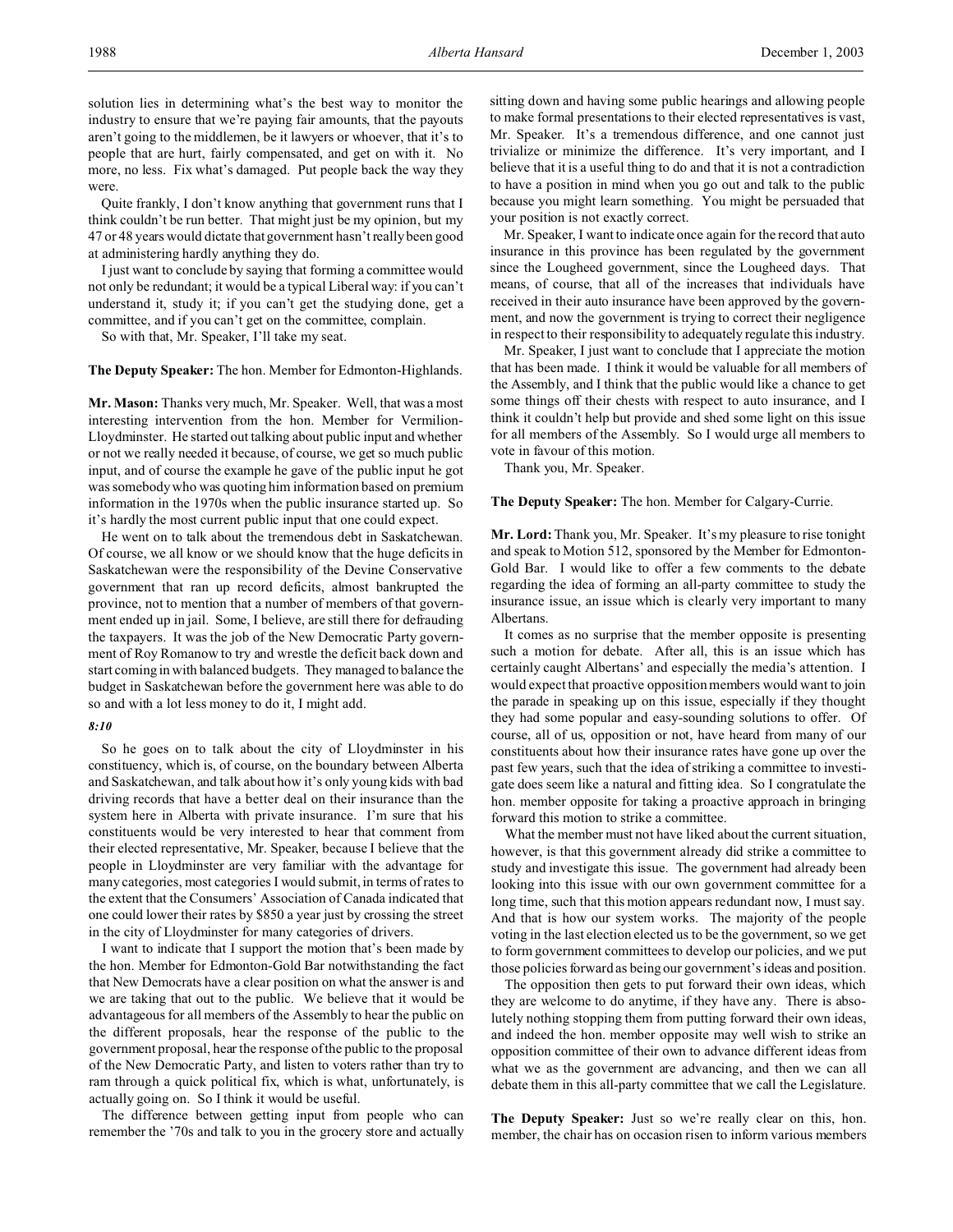solution lies in determining what's the best way to monitor the industry to ensure that we're paying fair amounts, that the payouts aren't going to the middlemen, be it lawyers or whoever, that it's to people that are hurt, fairly compensated, and get on with it. No more, no less. Fix what's damaged. Put people back the way they were.

Quite frankly, I don't know anything that government runs that I think couldn't be run better. That might just be my opinion, but my 47 or 48 years would dictate that government hasn't really been good at administering hardly anything they do.

I just want to conclude by saying that forming a committee would not only be redundant; it would be a typical Liberal way: if you can't understand it, study it; if you can't get the studying done, get a committee, and if you can't get on the committee, complain.

So with that, Mr. Speaker, I'll take my seat.

**The Deputy Speaker:** The hon. Member for Edmonton-Highlands.

**Mr. Mason:** Thanks very much, Mr. Speaker. Well, that was a most interesting intervention from the hon. Member for Vermilion-Lloydminster. He started out talking about public input and whether or not we really needed it because, of course, we get so much public input, and of course the example he gave of the public input he got was somebody who was quoting him information based on premium information in the 1970s when the public insurance started up. So it's hardly the most current public input that one could expect.

He went on to talk about the tremendous debt in Saskatchewan. Of course, we all know or we should know that the huge deficits in Saskatchewan were the responsibility of the Devine Conservative government that ran up record deficits, almost bankrupted the province, not to mention that a number of members of that government ended up in jail. Some, I believe, are still there for defrauding the taxpayers. It was the job of the New Democratic Party government of Roy Romanow to try and wrestle the deficit back down and start coming in with balanced budgets. They managed to balance the budget in Saskatchewan before the government here was able to do so and with a lot less money to do it, I might add.

*8:10*

So he goes on to talk about the city of Lloydminster in his constituency, which is, of course, on the boundary between Alberta and Saskatchewan, and talk about how it's only young kids with bad driving records that have a better deal on their insurance than the system here in Alberta with private insurance. I'm sure that his constituents would be very interested to hear that comment from their elected representative, Mr. Speaker, because I believe that the people in Lloydminster are very familiar with the advantage for many categories, most categories I would submit, in terms of rates to the extent that the Consumers' Association of Canada indicated that one could lower their rates by $850 a year just by crossing the street in the city of Lloydminster for many categories of drivers.

I want to indicate that I support the motion that's been made by the hon. Member for Edmonton-Gold Bar notwithstanding the fact that New Democrats have a clear position on what the answer is and we are taking that out to the public. We believe that it would be advantageous for all members of the Assembly to hear the public on the different proposals, hear the response of the public to the government proposal, hear the response of the public to the proposal of the New Democratic Party, and listen to voters rather than try to ram through a quick political fix, which is what, unfortunately, is actually going on. So I think it would be useful.

The difference between getting input from people who can remember the '70s and talk to you in the grocery store and actually sitting down and having some public hearings and allowing people to make formal presentations to their elected representatives is vast, Mr. Speaker. It's a tremendous difference, and one cannot just trivialize or minimize the difference. It's very important, and I believe that it is a useful thing to do and that it is not a contradiction to have a position in mind when you go out and talk to the public because you might learn something. You might be persuaded that your position is not exactly correct.

Mr. Speaker, I want to indicate once again for the record that auto insurance in this province has been regulated by the government since the Lougheed government, since the Lougheed days. That means, of course, that all of the increases that individuals have received in their auto insurance have been approved by the government, and now the government is trying to correct their negligence in respect to their responsibility to adequately regulate this industry.

Mr. Speaker, I just want to conclude that I appreciate the motion that has been made. I think it would be valuable for all members of the Assembly, and I think that the public would like a chance to get some things off their chests with respect to auto insurance, and I think it couldn't help but provide and shed some light on this issue for all members of the Assembly. So I would urge all members to vote in favour of this motion.

Thank you, Mr. Speaker.

**The Deputy Speaker:** The hon. Member for Calgary-Currie.

**Mr. Lord:** Thank you, Mr. Speaker. It's my pleasure to rise tonight and speak to Motion 512, sponsored by the Member for Edmonton-Gold Bar. I would like to offer a few comments to the debate regarding the idea of forming an all-party committee to study the insurance issue, an issue which is clearly very important to many Albertans.

It comes as no surprise that the member opposite is presenting such a motion for debate. After all, this is an issue which has certainly caught Albertans' and especially the media's attention. I would expect that proactive opposition members would want to join the parade in speaking up on this issue, especially if they thought they had some popular and easy-sounding solutions to offer. Of course, all of us, opposition or not, have heard from many of our constituents about how their insurance rates have gone up over the past few years, such that the idea of striking a committee to investigate does seem like a natural and fitting idea. So I congratulate the hon. member opposite for taking a proactive approach in bringing forward this motion to strike a committee.

What the member must not have liked about the current situation, however, is that this government already did strike a committee to study and investigate this issue. The government had already been looking into this issue with our own government committee for a long time, such that this motion appears redundant now, I must say. And that is how our system works. The majority of the people voting in the last election elected us to be the government, so we get to form government committees to develop our policies, and we put those policies forward as being our government's ideas and position.

The opposition then gets to put forward their own ideas, which they are welcome to do anytime, if they have any. There is absolutely nothing stopping them from putting forward their own ideas, and indeed the hon. member opposite may well wish to strike an opposition committee of their own to advance different ideas from what we as the government are advancing, and then we can all debate them in this all-party committee that we call the Legislature.

**The Deputy Speaker:** Just so we're really clear on this, hon. member, the chair has on occasion risen to inform various members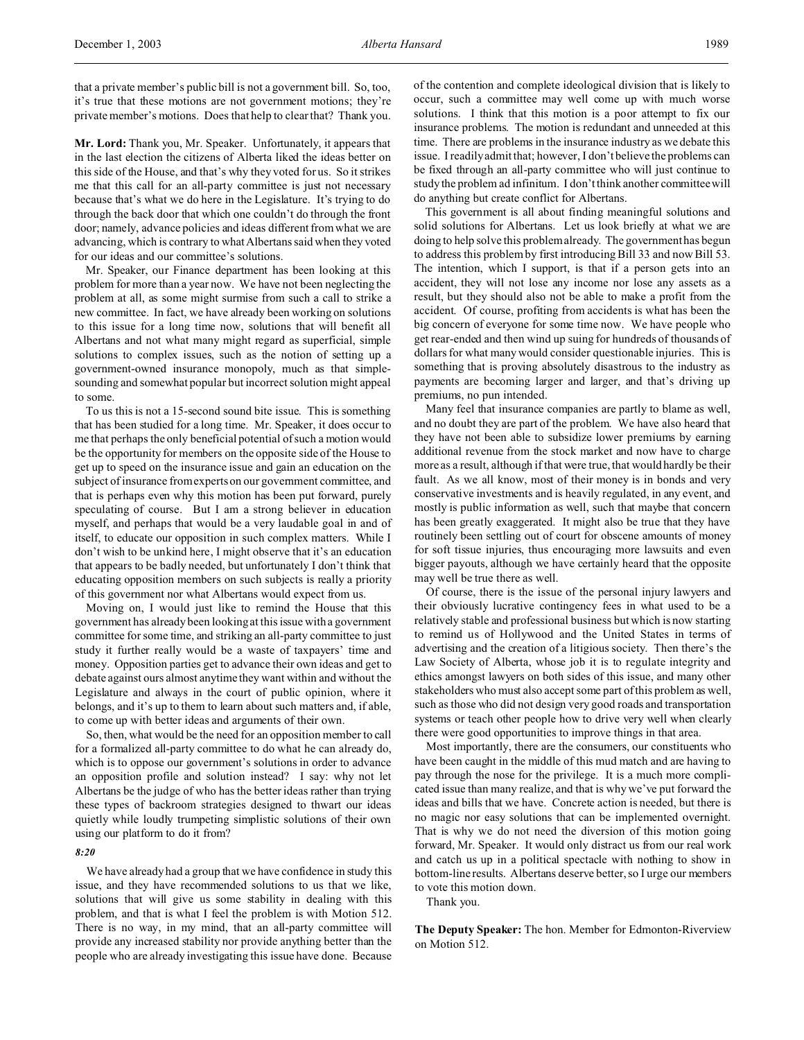that a private member's public bill is not a government bill. So, too, it's true that these motions are not government motions; they're private member's motions. Does that help to clear that? Thank you.

**Mr. Lord:** Thank you, Mr. Speaker. Unfortunately, it appears that in the last election the citizens of Alberta liked the ideas better on this side of the House, and that's why they voted for us. So it strikes me that this call for an all-party committee is just not necessary because that's what we do here in the Legislature. It's trying to do through the back door that which one couldn't do through the front door; namely, advance policies and ideas different from what we are advancing, which is contrary to what Albertans said when they voted for our ideas and our committee's solutions.

Mr. Speaker, our Finance department has been looking at this problem for more than a year now. We have not been neglecting the problem at all, as some might surmise from such a call to strike a new committee. In fact, we have already been working on solutions to this issue for a long time now, solutions that will benefit all Albertans and not what many might regard as superficial, simple solutions to complex issues, such as the notion of setting up a government-owned insurance monopoly, much as that simple-sounding and somewhat popular but incorrect solution might appeal to some.

To us this is not a 15-second sound bite issue. This is something that has been studied for a long time. Mr. Speaker, it does occur to me that perhaps the only beneficial potential of such a motion would be the opportunity for members on the opposite side of the House to get up to speed on the insurance issue and gain an education on the subject of insurance from experts on our government committee, and that is perhaps even why this motion has been put forward, purely speculating of course. But I am a strong believer in education myself, and perhaps that would be a very laudable goal in and of itself, to educate our opposition in such complex matters. While I don't wish to be unkind here, I might observe that it's an education that appears to be badly needed, but unfortunately I don't think that educating opposition members on such subjects is really a priority of this government nor what Albertans would expect from us.

Moving on, I would just like to remind the House that this government has already been looking at this issue with a government committee for some time, and striking an all-party committee to just study it further really would be a waste of taxpayers' time and money. Opposition parties get to advance their own ideas and get to debate against ours almost anytime they want within and without the Legislature and always in the court of public opinion, where it belongs, and it's up to them to learn about such matters and, if able, to come up with better ideas and arguments of their own.

So, then, what would be the need for an opposition member to call for a formalized all-party committee to do what he can already do, which is to oppose our government's solutions in order to advance an opposition profile and solution instead? I say: why not let Albertans be the judge of who has the better ideas rather than trying these types of backroom strategies designed to thwart our ideas quietly while loudly trumpeting simplistic solutions of their own using our platform to do it from?

*8:20*

We have already had a group that we have confidence in study this issue, and they have recommended solutions to us that we like, solutions that will give us some stability in dealing with this problem, and that is what I feel the problem is with Motion 512. There is no way, in my mind, that an all-party committee will provide any increased stability nor provide anything better than the people who are already investigating this issue have done. Because of the contention and complete ideological division that is likely to occur, such a committee may well come up with much worse solutions. I think that this motion is a poor attempt to fix our insurance problems. The motion is redundant and unneeded at this time. There are problems in the insurance industry as we debate this issue. I readily admit that; however, I don't believe the problems can be fixed through an all-party committee who will just continue to study the problem ad infinitum. I don't think another committee will do anything but create conflict for Albertans.

This government is all about finding meaningful solutions and solid solutions for Albertans. Let us look briefly at what we are doing to help solve this problem already. The government has begun to address this problem by first introducing Bill 33 and now Bill 53. The intention, which I support, is that if a person gets into an accident, they will not lose any income nor lose any assets as a result, but they should also not be able to make a profit from the accident. Of course, profiting from accidents is what has been the big concern of everyone for some time now. We have people who get rear-ended and then wind up suing for hundreds of thousands of dollars for what many would consider questionable injuries. This is something that is proving absolutely disastrous to the industry as payments are becoming larger and larger, and that's driving up premiums, no pun intended.

Many feel that insurance companies are partly to blame as well, and no doubt they are part of the problem. We have also heard that they have not been able to subsidize lower premiums by earning additional revenue from the stock market and now have to charge more as a result, although if that were true, that would hardly be their fault. As we all know, most of their money is in bonds and very conservative investments and is heavily regulated, in any event, and mostly is public information as well, such that maybe that concern has been greatly exaggerated. It might also be true that they have routinely been settling out of court for obscene amounts of money for soft tissue injuries, thus encouraging more lawsuits and even bigger payouts, although we have certainly heard that the opposite may well be true there as well.

Of course, there is the issue of the personal injury lawyers and their obviously lucrative contingency fees in what used to be a relatively stable and professional business but which is now starting to remind us of Hollywood and the United States in terms of advertising and the creation of a litigious society. Then there's the Law Society of Alberta, whose job it is to regulate integrity and ethics amongst lawyers on both sides of this issue, and many other stakeholders who must also accept some part of this problem as well, such as those who did not design very good roads and transportation systems or teach other people how to drive very well when clearly there were good opportunities to improve things in that area.

Most importantly, there are the consumers, our constituents who have been caught in the middle of this mud match and are having to pay through the nose for the privilege. It is a much more complicated issue than many realize, and that is why we've put forward the ideas and bills that we have. Concrete action is needed, but there is no magic nor easy solutions that can be implemented overnight. That is why we do not need the diversion of this motion going forward, Mr. Speaker. It would only distract us from our real work and catch us up in a political spectacle with nothing to show in bottom-line results. Albertans deserve better, so I urge our members to vote this motion down.

Thank you.

**The Deputy Speaker:** The hon. Member for Edmonton-Riverview on Motion 512.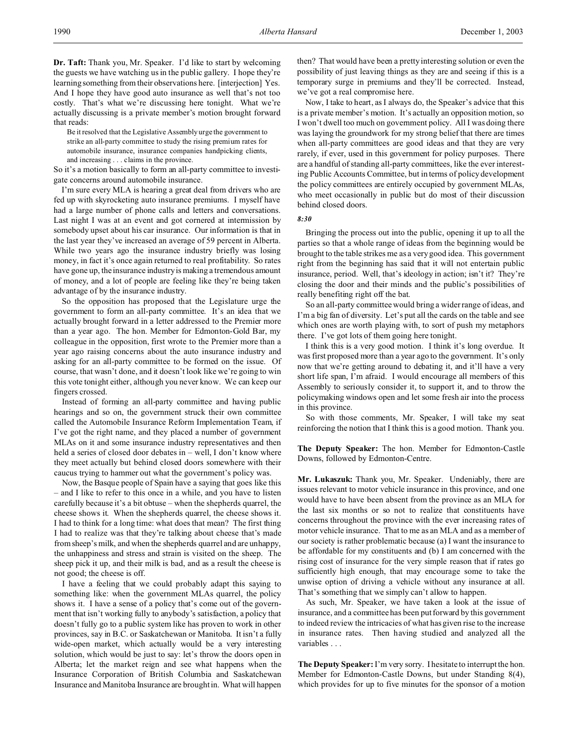**Dr. Taft:** Thank you, Mr. Speaker. I'd like to start by welcoming the guests we have watching us in the public gallery. I hope they're learning something from their observations here. [interjection] Yes. And I hope they have good auto insurance as well that's not too costly. That's what we're discussing here tonight. What we're actually discussing is a private member's motion brought forward that reads:

> Be it resolved that the Legislative Assembly urge the government to strike an all-party committee to study the rising premium rates for automobile insurance, insurance companies handpicking clients, and increasing . . . claims in the province.

So it's a motion basically to form an all-party committee to investigate concerns around automobile insurance.

I'm sure every MLA is hearing a great deal from drivers who are fed up with skyrocketing auto insurance premiums. I myself have had a large number of phone calls and letters and conversations. Last night I was at an event and got cornered at intermission by somebody upset about his car insurance. Our information is that in the last year they've increased an average of 59 percent in Alberta. While two years ago the insurance industry briefly was losing money, in fact it's once again returned to real profitability. So rates have gone up, the insurance industry is making a tremendous amount of money, and a lot of people are feeling like they're being taken advantage of by the insurance industry.

So the opposition has proposed that the Legislature urge the government to form an all-party committee. It's an idea that we actually brought forward in a letter addressed to the Premier more than a year ago. The hon. Member for Edmonton-Gold Bar, my colleague in the opposition, first wrote to the Premier more than a year ago raising concerns about the auto insurance industry and asking for an all-party committee to be formed on the issue. Of course, that wasn't done, and it doesn't look like we're going to win this vote tonight either, although you never know. We can keep our fingers crossed.

Instead of forming an all-party committee and having public hearings and so on, the government struck their own committee called the Automobile Insurance Reform Implementation Team, if I've got the right name, and they placed a number of government MLAs on it and some insurance industry representatives and then held a series of closed door debates in – well, I don't know where they meet actually but behind closed doors somewhere with their caucus trying to hammer out what the government's policy was.

Now, the Basque people of Spain have a saying that goes like this – and I like to refer to this once in a while, and you have to listen carefully because it's a bit obtuse – when the shepherds quarrel, the cheese shows it. When the shepherds quarrel, the cheese shows it. I had to think for a long time: what does that mean? The first thing I had to realize was that they're talking about cheese that's made from sheep's milk, and when the shepherds quarrel and are unhappy, the unhappiness and stress and strain is visited on the sheep. The sheep pick it up, and their milk is bad, and as a result the cheese is not good; the cheese is off.

I have a feeling that we could probably adapt this saying to something like: when the government MLAs quarrel, the policy shows it. I have a sense of a policy that's come out of the government that isn't working fully to anybody's satisfaction, a policy that doesn't fully go to a public system like has proven to work in other provinces, say in B.C. or Saskatchewan or Manitoba. It isn't a fully wide-open market, which actually would be a very interesting solution, which would be just to say: let's throw the doors open in Alberta; let the market reign and see what happens when the Insurance Corporation of British Columbia and Saskatchewan Insurance and Manitoba Insurance are brought in. What will happen then? That would have been a pretty interesting solution or even the possibility of just leaving things as they are and seeing if this is a temporary surge in premiums and they'll be corrected. Instead, we've got a real compromise here.

Now, I take to heart, as I always do, the Speaker's advice that this is a private member's motion. It's actually an opposition motion, so I won't dwell too much on government policy. All I was doing there was laying the groundwork for my strong belief that there are times when all-party committees are good ideas and that they are very rarely, if ever, used in this government for policy purposes. There are a handful of standing all-party committees, like the ever interesting Public Accounts Committee, but in terms of policy development the policy committees are entirely occupied by government MLAs, who meet occasionally in public but do most of their discussion behind closed doors.

*8:30*

Bringing the process out into the public, opening it up to all the parties so that a whole range of ideas from the beginning would be brought to the table strikes me as a very good idea. This government right from the beginning has said that it will not entertain public insurance, period. Well, that's ideology in action; isn't it? They're closing the door and their minds and the public's possibilities of really benefiting right off the bat.

So an all-party committee would bring a wider range of ideas, and I'm a big fan of diversity. Let's put all the cards on the table and see which ones are worth playing with, to sort of push my metaphors there. I've got lots of them going here tonight.

I think this is a very good motion. I think it's long overdue. It was first proposed more than a year ago to the government. It's only now that we're getting around to debating it, and it'll have a very short life span, I'm afraid. I would encourage all members of this Assembly to seriously consider it, to support it, and to throw the policymaking windows open and let some fresh air into the process in this province.

So with those comments, Mr. Speaker, I will take my seat reinforcing the notion that I think this is a good motion. Thank you.

**The Deputy Speaker:** The hon. Member for Edmonton-Castle Downs, followed by Edmonton-Centre.

**Mr. Lukaszuk:** Thank you, Mr. Speaker. Undeniably, there are issues relevant to motor vehicle insurance in this province, and one would have to have been absent from the province as an MLA for the last six months or so not to realize that constituents have concerns throughout the province with the ever increasing rates of motor vehicle insurance. That to me as an MLA and as a member of our society is rather problematic because (a) I want the insurance to be affordable for my constituents and (b) I am concerned with the rising cost of insurance for the very simple reason that if rates go sufficiently high enough, that may encourage some to take the unwise option of driving a vehicle without any insurance at all. That's something that we simply can't allow to happen.

As such, Mr. Speaker, we have taken a look at the issue of insurance, and a committee has been put forward by this government to indeed review the intricacies of what has given rise to the increase in insurance rates. Then having studied and analyzed all the variables . . .

**The Deputy Speaker:** I'm very sorry. I hesitate to interrupt the hon. Member for Edmonton-Castle Downs, but under Standing 8(4), which provides for up to five minutes for the sponsor of a motion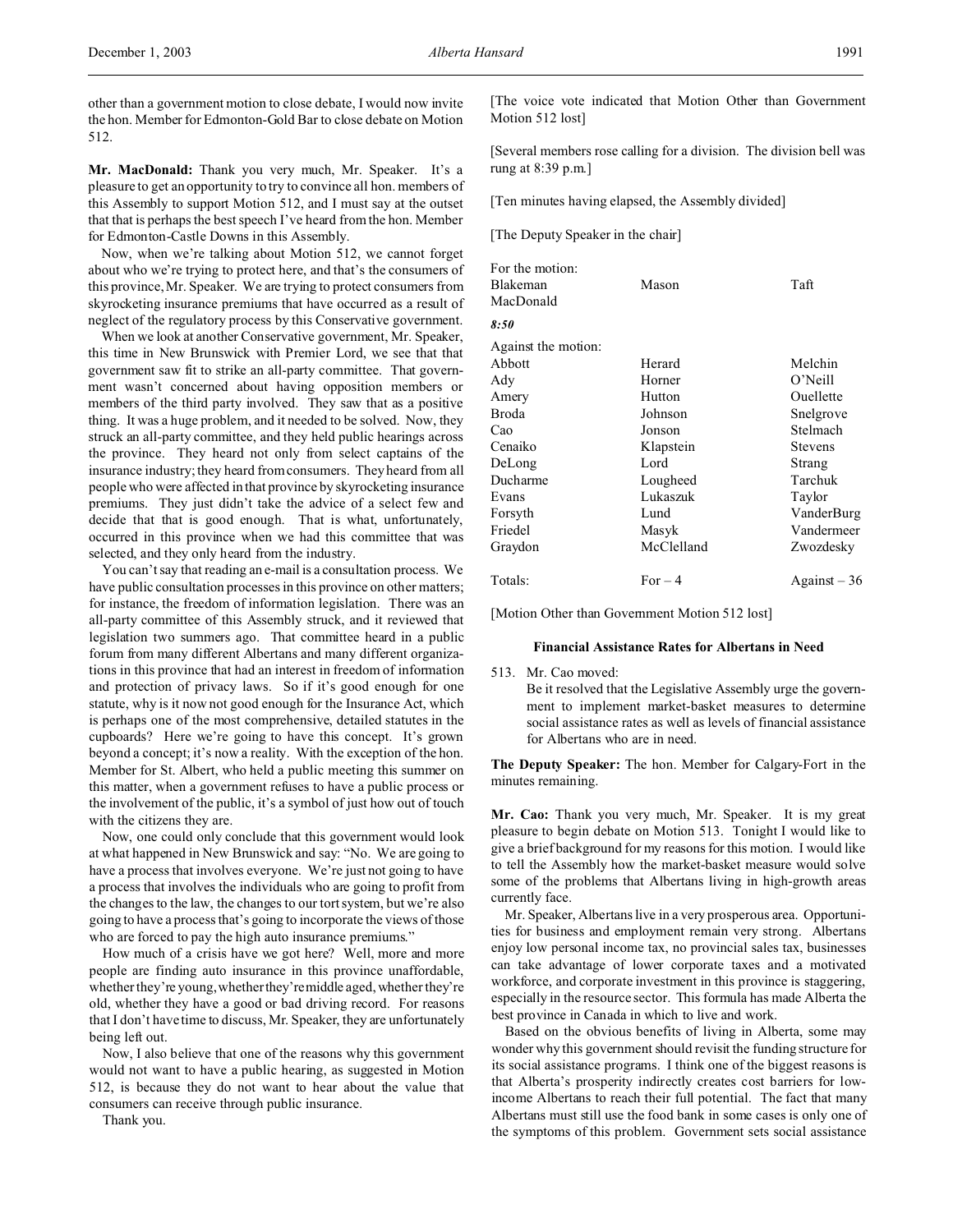other than a government motion to close debate, I would now invite the hon. Member for Edmonton-Gold Bar to close debate on Motion 512.

**Mr. MacDonald:** Thank you very much, Mr. Speaker. It's a pleasure to get an opportunity to try to convince all hon. members of this Assembly to support Motion 512, and I must say at the outset that that is perhaps the best speech I've heard from the hon. Member for Edmonton-Castle Downs in this Assembly.

Now, when we're talking about Motion 512, we cannot forget about who we're trying to protect here, and that's the consumers of this province, Mr. Speaker. We are trying to protect consumers from skyrocketing insurance premiums that have occurred as a result of neglect of the regulatory process by this Conservative government.

When we look at another Conservative government, Mr. Speaker, this time in New Brunswick with Premier Lord, we see that that government saw fit to strike an all-party committee. That government wasn't concerned about having opposition members or members of the third party involved. They saw that as a positive thing. It was a huge problem, and it needed to be solved. Now, they struck an all-party committee, and they held public hearings across the province. They heard not only from select captains of the insurance industry; they heard from consumers. They heard from all people who were affected in that province by skyrocketing insurance premiums. They just didn't take the advice of a select few and decide that that is good enough. That is what, unfortunately, occurred in this province when we had this committee that was selected, and they only heard from the industry.

You can't say that reading an e-mail is a consultation process. We have public consultation processes in this province on other matters; for instance, the freedom of information legislation. There was an all-party committee of this Assembly struck, and it reviewed that legislation two summers ago. That committee heard in a public forum from many different Albertans and many different organizations in this province that had an interest in freedom of information and protection of privacy laws. So if it's good enough for one statute, why is it now not good enough for the Insurance Act, which is perhaps one of the most comprehensive, detailed statutes in the cupboards? Here we're going to have this concept. It's grown beyond a concept; it's now a reality. With the exception of the hon. Member for St. Albert, who held a public meeting this summer on this matter, when a government refuses to have a public process or the involvement of the public, it's a symbol of just how out of touch with the citizens they are.

Now, one could only conclude that this government would look at what happened in New Brunswick and say: "No. We are going to have a process that involves everyone. We're just not going to have a process that involves the individuals who are going to profit from the changes to the law, the changes to our tort system, but we're also going to have a process that's going to incorporate the views of those who are forced to pay the high auto insurance premiums."

How much of a crisis have we got here? Well, more and more people are finding auto insurance in this province unaffordable, whether they're young, whether they're middle aged, whether they're old, whether they have a good or bad driving record. For reasons that I don't have time to discuss, Mr. Speaker, they are unfortunately being left out.

Now, I also believe that one of the reasons why this government would not want to have a public hearing, as suggested in Motion 512, is because they do not want to hear about the value that consumers can receive through public insurance.

Thank you.

[The voice vote indicated that Motion Other than Government Motion 512 lost]

[Several members rose calling for a division. The division bell was rung at 8:39 p.m.]

[Ten minutes having elapsed, the Assembly divided]

[The Deputy Speaker in the chair]

For the motion:

| | | |
|---|---|---|
| Blakeman | Mason | Taft |
| MacDonald | | |

*8:50*

Against the motion:

| | | |
|---|---|---|
| Abbott | Herard | Melchin |
| Ady | Horner | O'Neill |
| Amery | Hutton | Ouellette |
| Broda | Johnson | Snelgrove |
| Cao | Jonson | Stelmach |
| Cenaiko | Klapstein | Stevens |
| DeLong | Lord | Strang |
| Ducharme | Lougheed | Tarchuk |
| Evans | Lukaszuk | Taylor |
| Forsyth | Lund | VanderBurg |
| Friedel | Masyk | Vandermeer |
| Graydon | McClelland | Zwozdesky |
| Totals: | For – 4 | Against – 36 |

[Motion Other than Government Motion 512 lost]

### Financial Assistance Rates for Albertans in Need

513. Mr. Cao moved:
   Be it resolved that the Legislative Assembly urge the government to implement market-basket measures to determine social assistance rates as well as levels of financial assistance for Albertans who are in need.

**The Deputy Speaker:** The hon. Member for Calgary-Fort in the minutes remaining.

**Mr. Cao:** Thank you very much, Mr. Speaker. It is my great pleasure to begin debate on Motion 513. Tonight I would like to give a brief background for my reasons for this motion. I would like to tell the Assembly how the market-basket measure would solve some of the problems that Albertans living in high-growth areas currently face.

Mr. Speaker, Albertans live in a very prosperous area. Opportunities for business and employment remain very strong. Albertans enjoy low personal income tax, no provincial sales tax, businesses can take advantage of lower corporate taxes and a motivated workforce, and corporate investment in this province is staggering, especially in the resource sector. This formula has made Alberta the best province in Canada in which to live and work.

Based on the obvious benefits of living in Alberta, some may wonder why this government should revisit the funding structure for its social assistance programs. I think one of the biggest reasons is that Alberta's prosperity indirectly creates cost barriers for low-income Albertans to reach their full potential. The fact that many Albertans must still use the food bank in some cases is only one of the symptoms of this problem. Government sets social assistance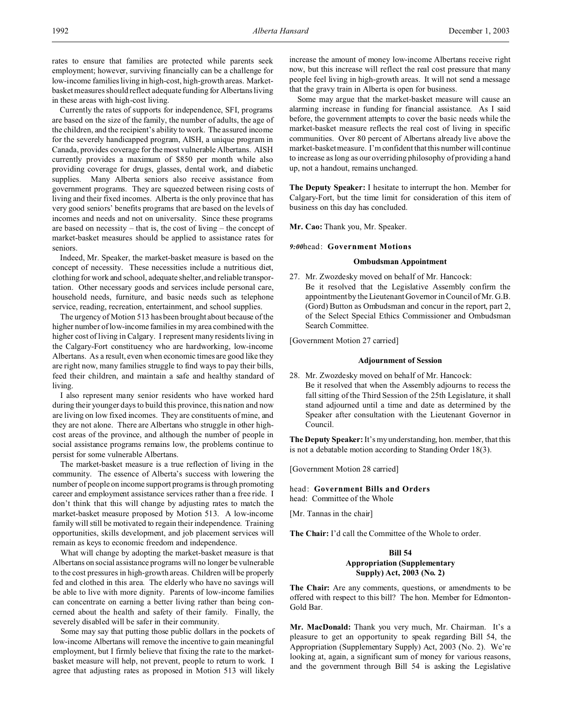rates to ensure that families are protected while parents seek employment; however, surviving financially can be a challenge for low-income families living in high-cost, high-growth areas. Market-basket measures should reflect adequate funding for Albertans living in these areas with high-cost living.

Currently the rates of supports for independence, SFI, programs are based on the size of the family, the number of adults, the age of the children, and the recipient's ability to work. The assured income for the severely handicapped program, AISH, a unique program in Canada, provides coverage for the most vulnerable Albertans. AISH currently provides a maximum of $850 per month while also providing coverage for drugs, glasses, dental work, and diabetic supplies. Many Alberta seniors also receive assistance from government programs. They are squeezed between rising costs of living and their fixed incomes. Alberta is the only province that has very good seniors' benefits programs that are based on the levels of incomes and needs and not on universality. Since these programs are based on necessity – that is, the cost of living – the concept of market-basket measures should be applied to assistance rates for seniors.

Indeed, Mr. Speaker, the market-basket measure is based on the concept of necessity. These necessities include a nutritious diet, clothing for work and school, adequate shelter, and reliable transportation. Other necessary goods and services include personal care, household needs, furniture, and basic needs such as telephone service, reading, recreation, entertainment, and school supplies.

The urgency of Motion 513 has been brought about because of the higher number of low-income families in my area combined with the higher cost of living in Calgary. I represent many residents living in the Calgary-Fort constituency who are hardworking, low-income Albertans. As a result, even when economic times are good like they are right now, many families struggle to find ways to pay their bills, feed their children, and maintain a safe and healthy standard of living.

I also represent many senior residents who have worked hard during their younger days to build this province, this nation and now are living on low fixed incomes. They are constituents of mine, and they are not alone. There are Albertans who struggle in other high-cost areas of the province, and although the number of people in social assistance programs remains low, the problems continue to persist for some vulnerable Albertans.

The market-basket measure is a true reflection of living in the community. The essence of Alberta's success with lowering the number of people on income support programs is through promoting career and employment assistance services rather than a free ride. I don't think that this will change by adjusting rates to match the market-basket measure proposed by Motion 513. A low-income family will still be motivated to regain their independence. Training opportunities, skills development, and job placement services will remain as keys to economic freedom and independence.

What will change by adopting the market-basket measure is that Albertans on social assistance programs will no longer be vulnerable to the cost pressures in high-growth areas. Children will be properly fed and clothed in this area. The elderly who have no savings will be able to live with more dignity. Parents of low-income families can concentrate on earning a better living rather than being concerned about the health and safety of their family. Finally, the severely disabled will be safer in their community.

Some may say that putting those public dollars in the pockets of low-income Albertans will remove the incentive to gain meaningful employment, but I firmly believe that fixing the rate to the market-basket measure will help, not prevent, people to return to work. I agree that adjusting rates as proposed in Motion 513 will likely increase the amount of money low-income Albertans receive right now, but this increase will reflect the real cost pressure that many people feel living in high-growth areas. It will not send a message that the gravy train in Alberta is open for business.

Some may argue that the market-basket measure will cause an alarming increase in funding for financial assistance. As I said before, the government attempts to cover the basic needs while the market-basket measure reflects the real cost of living in specific communities. Over 80 percent of Albertans already live above the market-basket measure. I'm confident that this number will continue to increase as long as our overriding philosophy of providing a hand up, not a handout, remains unchanged.

**The Deputy Speaker:** I hesitate to interrupt the hon. Member for Calgary-Fort, but the time limit for consideration of this item of business on this day has concluded.

**Mr. Cao:** Thank you, Mr. Speaker.

*9:00* head: **Government Motions**

### Ombudsman Appointment

27. Mr. Zwozdesky moved on behalf of Mr. Hancock:
    Be it resolved that the Legislative Assembly confirm the appointment by the Lieutenant Governor in Council of Mr. G.B. (Gord) Button as Ombudsman and concur in the report, part 2, of the Select Special Ethics Commissioner and Ombudsman Search Committee.

[Government Motion 27 carried]

### Adjournment of Session

28. Mr. Zwozdesky moved on behalf of Mr. Hancock:
    Be it resolved that when the Assembly adjourns to recess the fall sitting of the Third Session of the 25th Legislature, it shall stand adjourned until a time and date as determined by the Speaker after consultation with the Lieutenant Governor in Council.

**The Deputy Speaker:** It's my understanding, hon. member, that this is not a debatable motion according to Standing Order 18(3).

[Government Motion 28 carried]

head: **Government Bills and Orders**
head: Committee of the Whole

[Mr. Tannas in the chair]

**The Chair:** I'd call the Committee of the Whole to order.

### Bill 54
### Appropriation (Supplementary Supply) Act, 2003 (No. 2)

**The Chair:** Are any comments, questions, or amendments to be offered with respect to this bill? The hon. Member for Edmonton-Gold Bar.

**Mr. MacDonald:** Thank you very much, Mr. Chairman. It's a pleasure to get an opportunity to speak regarding Bill 54, the Appropriation (Supplementary Supply) Act, 2003 (No. 2). We're looking at, again, a significant sum of money for various reasons, and the government through Bill 54 is asking the Legislative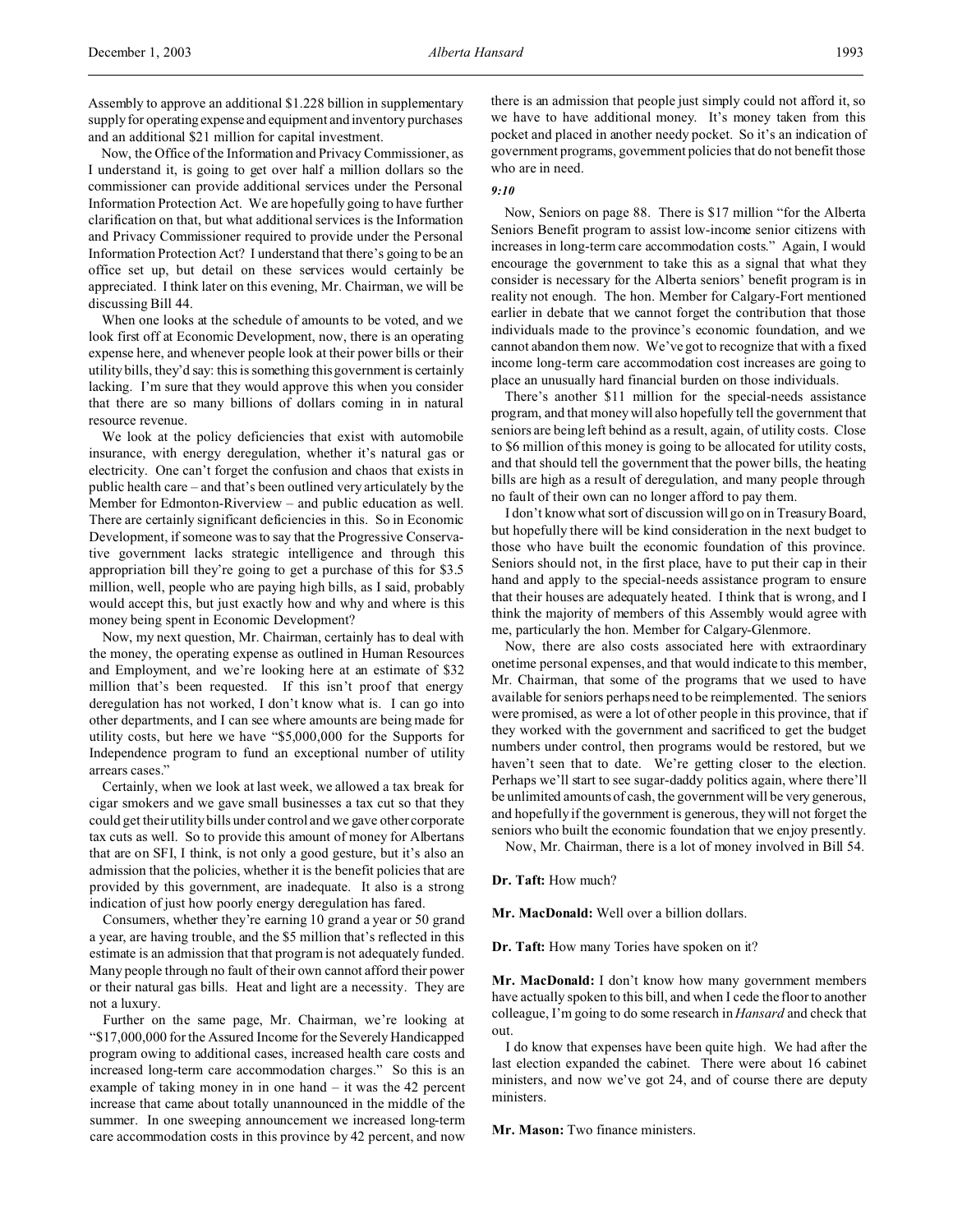Assembly to approve an additional $1.228 billion in supplementary supply for operating expense and equipment and inventory purchases and an additional $21 million for capital investment.

Now, the Office of the Information and Privacy Commissioner, as I understand it, is going to get over half a million dollars so the commissioner can provide additional services under the Personal Information Protection Act. We are hopefully going to have further clarification on that, but what additional services is the Information and Privacy Commissioner required to provide under the Personal Information Protection Act? I understand that there's going to be an office set up, but detail on these services would certainly be appreciated. I think later on this evening, Mr. Chairman, we will be discussing Bill 44.

When one looks at the schedule of amounts to be voted, and we look first off at Economic Development, now, there is an operating expense here, and whenever people look at their power bills or their utility bills, they'd say: this is something this government is certainly lacking. I'm sure that they would approve this when you consider that there are so many billions of dollars coming in in natural resource revenue.

We look at the policy deficiencies that exist with automobile insurance, with energy deregulation, whether it's natural gas or electricity. One can't forget the confusion and chaos that exists in public health care – and that's been outlined very articulately by the Member for Edmonton-Riverview – and public education as well. There are certainly significant deficiencies in this. So in Economic Development, if someone was to say that the Progressive Conservative government lacks strategic intelligence and through this appropriation bill they're going to get a purchase of this for $3.5 million, well, people who are paying high bills, as I said, probably would accept this, but just exactly how and why and where is this money being spent in Economic Development?

Now, my next question, Mr. Chairman, certainly has to deal with the money, the operating expense as outlined in Human Resources and Employment, and we're looking here at an estimate of $32 million that's been requested. If this isn't proof that energy deregulation has not worked, I don't know what is. I can go into other departments, and I can see where amounts are being made for utility costs, but here we have "$5,000,000 for the Supports for Independence program to fund an exceptional number of utility arrears cases."

Certainly, when we look at last week, we allowed a tax break for cigar smokers and we gave small businesses a tax cut so that they could get their utility bills under control and we gave other corporate tax cuts as well. So to provide this amount of money for Albertans that are on SFI, I think, is not only a good gesture, but it's also an admission that the policies, whether it is the benefit policies that are provided by this government, are inadequate. It also is a strong indication of just how poorly energy deregulation has fared.

Consumers, whether they're earning 10 grand a year or 50 grand a year, are having trouble, and the $5 million that's reflected in this estimate is an admission that that program is not adequately funded. Many people through no fault of their own cannot afford their power or their natural gas bills. Heat and light are a necessity. They are not a luxury.

Further on the same page, Mr. Chairman, we're looking at "$17,000,000 for the Assured Income for the Severely Handicapped program owing to additional cases, increased health care costs and increased long-term care accommodation charges." So this is an example of taking money in in one hand – it was the 42 percent increase that came about totally unannounced in the middle of the summer. In one sweeping announcement we increased long-term care accommodation costs in this province by 42 percent, and now there is an admission that people just simply could not afford it, so we have to have additional money. It's money taken from this pocket and placed in another needy pocket. So it's an indication of government programs, government policies that do not benefit those who are in need.

*9:10*

Now, Seniors on page 88. There is $17 million "for the Alberta Seniors Benefit program to assist low-income senior citizens with increases in long-term care accommodation costs." Again, I would encourage the government to take this as a signal that what they consider is necessary for the Alberta seniors' benefit program is in reality not enough. The hon. Member for Calgary-Fort mentioned earlier in debate that we cannot forget the contribution that those individuals made to the province's economic foundation, and we cannot abandon them now. We've got to recognize that with a fixed income long-term care accommodation cost increases are going to place an unusually hard financial burden on those individuals.

There's another $11 million for the special-needs assistance program, and that money will also hopefully tell the government that seniors are being left behind as a result, again, of utility costs. Close to $6 million of this money is going to be allocated for utility costs, and that should tell the government that the power bills, the heating bills are high as a result of deregulation, and many people through no fault of their own can no longer afford to pay them.

I don't know what sort of discussion will go on in Treasury Board, but hopefully there will be kind consideration in the next budget to those who have built the economic foundation of this province. Seniors should not, in the first place, have to put their cap in their hand and apply to the special-needs assistance program to ensure that their houses are adequately heated. I think that is wrong, and I think the majority of members of this Assembly would agree with me, particularly the hon. Member for Calgary-Glenmore.

Now, there are also costs associated here with extraordinary onetime personal expenses, and that would indicate to this member, Mr. Chairman, that some of the programs that we used to have available for seniors perhaps need to be reimplemented. The seniors were promised, as were a lot of other people in this province, that if they worked with the government and sacrificed to get the budget numbers under control, then programs would be restored, but we haven't seen that to date. We're getting closer to the election. Perhaps we'll start to see sugar-daddy politics again, where there'll be unlimited amounts of cash, the government will be very generous, and hopefully if the government is generous, they will not forget the seniors who built the economic foundation that we enjoy presently.

Now, Mr. Chairman, there is a lot of money involved in Bill 54.

**Dr. Taft:** How much?

**Mr. MacDonald:** Well over a billion dollars.

**Dr. Taft:** How many Tories have spoken on it?

**Mr. MacDonald:** I don't know how many government members have actually spoken to this bill, and when I cede the floor to another colleague, I'm going to do some research in *Hansard* and check that out.

I do know that expenses have been quite high. We had after the last election expanded the cabinet. There were about 16 cabinet ministers, and now we've got 24, and of course there are deputy ministers.

**Mr. Mason:** Two finance ministers.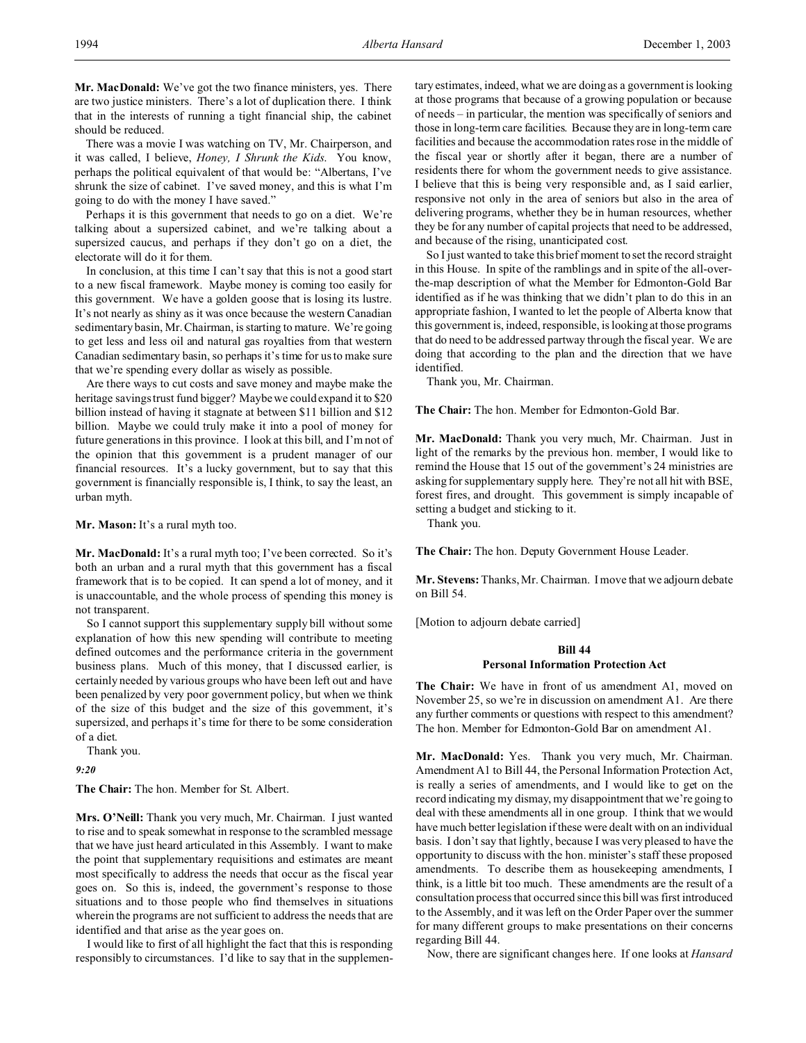**Mr. MacDonald:** We've got the two finance ministers, yes. There are two justice ministers. There's a lot of duplication there. I think that in the interests of running a tight financial ship, the cabinet should be reduced.

There was a movie I was watching on TV, Mr. Chairperson, and it was called, I believe, *Honey, I Shrunk the Kids.* You know, perhaps the political equivalent of that would be: "Albertans, I've shrunk the size of cabinet. I've saved money, and this is what I'm going to do with the money I have saved."

Perhaps it is this government that needs to go on a diet. We're talking about a supersized cabinet, and we're talking about a supersized caucus, and perhaps if they don't go on a diet, the electorate will do it for them.

In conclusion, at this time I can't say that this is not a good start to a new fiscal framework. Maybe money is coming too easily for this government. We have a golden goose that is losing its lustre. It's not nearly as shiny as it was once because the western Canadian sedimentary basin, Mr. Chairman, is starting to mature. We're going to get less and less oil and natural gas royalties from that western Canadian sedimentary basin, so perhaps it's time for us to make sure that we're spending every dollar as wisely as possible.

Are there ways to cut costs and save money and maybe make the heritage savings trust fund bigger? Maybe we could expand it to $20 billion instead of having it stagnate at between $11 billion and $12 billion. Maybe we could truly make it into a pool of money for future generations in this province. I look at this bill, and I'm not of the opinion that this government is a prudent manager of our financial resources. It's a lucky government, but to say that this government is financially responsible is, I think, to say the least, an urban myth.

**Mr. Mason:** It's a rural myth too.

**Mr. MacDonald:** It's a rural myth too; I've been corrected. So it's both an urban and a rural myth that this government has a fiscal framework that is to be copied. It can spend a lot of money, and it is unaccountable, and the whole process of spending this money is not transparent.

So I cannot support this supplementary supply bill without some explanation of how this new spending will contribute to meeting defined outcomes and the performance criteria in the government business plans. Much of this money, that I discussed earlier, is certainly needed by various groups who have been left out and have been penalized by very poor government policy, but when we think of the size of this budget and the size of this government, it's supersized, and perhaps it's time for there to be some consideration of a diet.

Thank you.

*9:20*

**The Chair:** The hon. Member for St. Albert.

**Mrs. O'Neill:** Thank you very much, Mr. Chairman. I just wanted to rise and to speak somewhat in response to the scrambled message that we have just heard articulated in this Assembly. I want to make the point that supplementary requisitions and estimates are meant most specifically to address the needs that occur as the fiscal year goes on. So this is, indeed, the government's response to those situations and to those people who find themselves in situations wherein the programs are not sufficient to address the needs that are identified and that arise as the year goes on.

I would like to first of all highlight the fact that this is responding responsibly to circumstances. I'd like to say that in the supplementary estimates, indeed, what we are doing as a government is looking at those programs that because of a growing population or because of needs – in particular, the mention was specifically of seniors and those in long-term care facilities. Because they are in long-term care facilities and because the accommodation rates rose in the middle of the fiscal year or shortly after it began, there are a number of residents there for whom the government needs to give assistance. I believe that this is being very responsible and, as I said earlier, responsive not only in the area of seniors but also in the area of delivering programs, whether they be in human resources, whether they be for any number of capital projects that need to be addressed, and because of the rising, unanticipated cost.

So I just wanted to take this brief moment to set the record straight in this House. In spite of the ramblings and in spite of the all-over-the-map description of what the Member for Edmonton-Gold Bar identified as if he was thinking that we didn't plan to do this in an appropriate fashion, I wanted to let the people of Alberta know that this government is, indeed, responsible, is looking at those programs that do need to be addressed partway through the fiscal year. We are doing that according to the plan and the direction that we have identified.

Thank you, Mr. Chairman.

**The Chair:** The hon. Member for Edmonton-Gold Bar.

**Mr. MacDonald:** Thank you very much, Mr. Chairman. Just in light of the remarks by the previous hon. member, I would like to remind the House that 15 out of the government's 24 ministries are asking for supplementary supply here. They're not all hit with BSE, forest fires, and drought. This government is simply incapable of setting a budget and sticking to it.

Thank you.

**The Chair:** The hon. Deputy Government House Leader.

**Mr. Stevens:** Thanks, Mr. Chairman. I move that we adjourn debate on Bill 54.

[Motion to adjourn debate carried]

## Bill 44
## Personal Information Protection Act

**The Chair:** We have in front of us amendment A1, moved on November 25, so we're in discussion on amendment A1. Are there any further comments or questions with respect to this amendment? The hon. Member for Edmonton-Gold Bar on amendment A1.

**Mr. MacDonald:** Yes. Thank you very much, Mr. Chairman. Amendment A1 to Bill 44, the Personal Information Protection Act, is really a series of amendments, and I would like to get on the record indicating my dismay, my disappointment that we're going to deal with these amendments all in one group. I think that we would have much better legislation if these were dealt with on an individual basis. I don't say that lightly, because I was very pleased to have the opportunity to discuss with the hon. minister's staff these proposed amendments. To describe them as housekeeping amendments, I think, is a little bit too much. These amendments are the result of a consultation process that occurred since this bill was first introduced to the Assembly, and it was left on the Order Paper over the summer for many different groups to make presentations on their concerns regarding Bill 44.

Now, there are significant changes here. If one looks at *Hansard*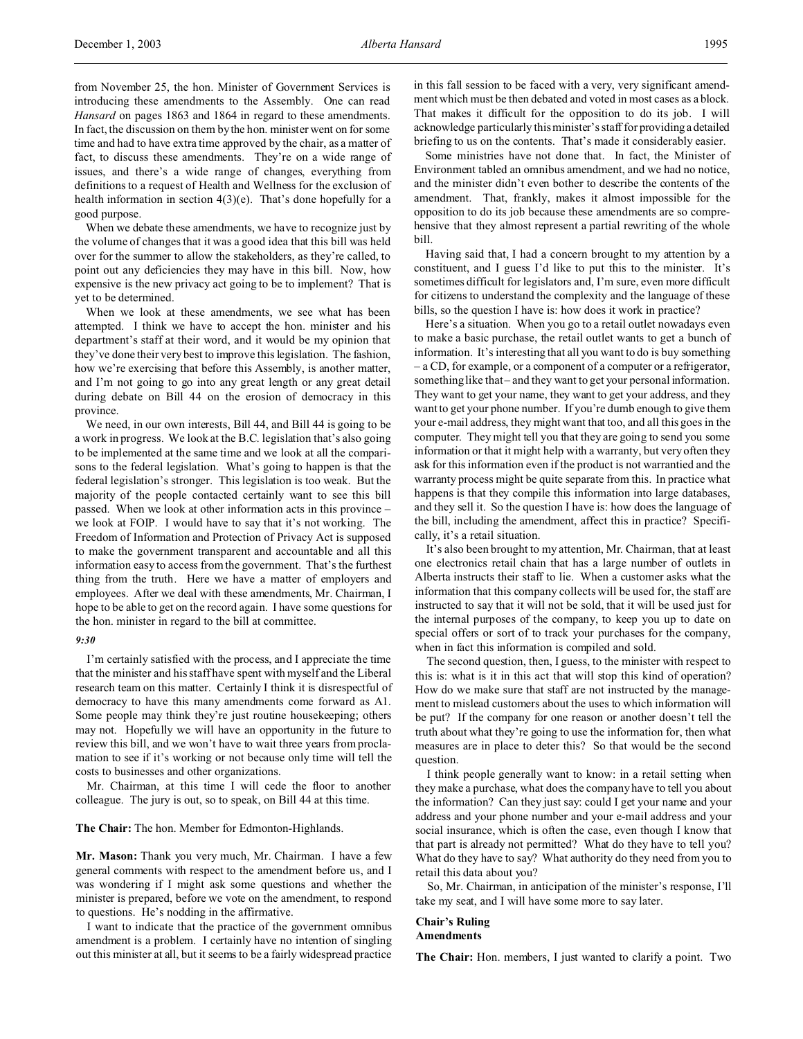from November 25, the hon. Minister of Government Services is introducing these amendments to the Assembly. One can read *Hansard* on pages 1863 and 1864 in regard to these amendments. In fact, the discussion on them by the hon. minister went on for some time and had to have extra time approved by the chair, as a matter of fact, to discuss these amendments. They're on a wide range of issues, and there's a wide range of changes, everything from definitions to a request of Health and Wellness for the exclusion of health information in section 4(3)(e). That's done hopefully for a good purpose.

When we debate these amendments, we have to recognize just by the volume of changes that it was a good idea that this bill was held over for the summer to allow the stakeholders, as they're called, to point out any deficiencies they may have in this bill. Now, how expensive is the new privacy act going to be to implement? That is yet to be determined.

When we look at these amendments, we see what has been attempted. I think we have to accept the hon. minister and his department's staff at their word, and it would be my opinion that they've done their very best to improve this legislation. The fashion, how we're exercising that before this Assembly, is another matter, and I'm not going to go into any great length or any great detail during debate on Bill 44 on the erosion of democracy in this province.

We need, in our own interests, Bill 44, and Bill 44 is going to be a work in progress. We look at the B.C. legislation that's also going to be implemented at the same time and we look at all the comparisons to the federal legislation. What's going to happen is that the federal legislation's stronger. This legislation is too weak. But the majority of the people contacted certainly want to see this bill passed. When we look at other information acts in this province – we look at FOIP. I would have to say that it's not working. The Freedom of Information and Protection of Privacy Act is supposed to make the government transparent and accountable and all this information easy to access from the government. That's the furthest thing from the truth. Here we have a matter of employers and employees. After we deal with these amendments, Mr. Chairman, I hope to be able to get on the record again. I have some questions for the hon. minister in regard to the bill at committee.

*9:30*

I'm certainly satisfied with the process, and I appreciate the time that the minister and his staff have spent with myself and the Liberal research team on this matter. Certainly I think it is disrespectful of democracy to have this many amendments come forward as A1. Some people may think they're just routine housekeeping; others may not. Hopefully we will have an opportunity in the future to review this bill, and we won't have to wait three years from proclamation to see if it's working or not because only time will tell the costs to businesses and other organizations.

Mr. Chairman, at this time I will cede the floor to another colleague. The jury is out, so to speak, on Bill 44 at this time.

**The Chair:** The hon. Member for Edmonton-Highlands.

**Mr. Mason:** Thank you very much, Mr. Chairman. I have a few general comments with respect to the amendment before us, and I was wondering if I might ask some questions and whether the minister is prepared, before we vote on the amendment, to respond to questions. He's nodding in the affirmative.

I want to indicate that the practice of the government omnibus amendment is a problem. I certainly have no intention of singling out this minister at all, but it seems to be a fairly widespread practice in this fall session to be faced with a very, very significant amendment which must be then debated and voted in most cases as a block. That makes it difficult for the opposition to do its job. I will acknowledge particularly this minister's staff for providing a detailed briefing to us on the contents. That's made it considerably easier.

Some ministries have not done that. In fact, the Minister of Environment tabled an omnibus amendment, and we had no notice, and the minister didn't even bother to describe the contents of the amendment. That, frankly, makes it almost impossible for the opposition to do its job because these amendments are so comprehensive that they almost represent a partial rewriting of the whole bill.

Having said that, I had a concern brought to my attention by a constituent, and I guess I'd like to put this to the minister. It's sometimes difficult for legislators and, I'm sure, even more difficult for citizens to understand the complexity and the language of these bills, so the question I have is: how does it work in practice?

Here's a situation. When you go to a retail outlet nowadays even to make a basic purchase, the retail outlet wants to get a bunch of information. It's interesting that all you want to do is buy something – a CD, for example, or a component of a computer or a refrigerator, something like that – and they want to get your personal information. They want to get your name, they want to get your address, and they want to get your phone number. If you're dumb enough to give them your e-mail address, they might want that too, and all this goes in the computer. They might tell you that they are going to send you some information or that it might help with a warranty, but very often they ask for this information even if the product is not warrantied and the warranty process might be quite separate from this. In practice what happens is that they compile this information into large databases, and they sell it. So the question I have is: how does the language of the bill, including the amendment, affect this in practice? Specifically, it's a retail situation.

It's also been brought to my attention, Mr. Chairman, that at least one electronics retail chain that has a large number of outlets in Alberta instructs their staff to lie. When a customer asks what the information that this company collects will be used for, the staff are instructed to say that it will not be sold, that it will be used just for the internal purposes of the company, to keep you up to date on special offers or sort of to track your purchases for the company, when in fact this information is compiled and sold.

The second question, then, I guess, to the minister with respect to this is: what is it in this act that will stop this kind of operation? How do we make sure that staff are not instructed by the management to mislead customers about the uses to which information will be put? If the company for one reason or another doesn't tell the truth about what they're going to use the information for, then what measures are in place to deter this? So that would be the second question.

I think people generally want to know: in a retail setting when they make a purchase, what does the company have to tell you about the information? Can they just say: could I get your name and your address and your phone number and your e-mail address and your social insurance, which is often the case, even though I know that that part is already not permitted? What do they have to tell you? What do they have to say? What authority do they need from you to retail this data about you?

So, Mr. Chairman, in anticipation of the minister's response, I'll take my seat, and I will have some more to say later.

**Chair's Ruling**
**Amendments**

**The Chair:** Hon. members, I just wanted to clarify a point. Two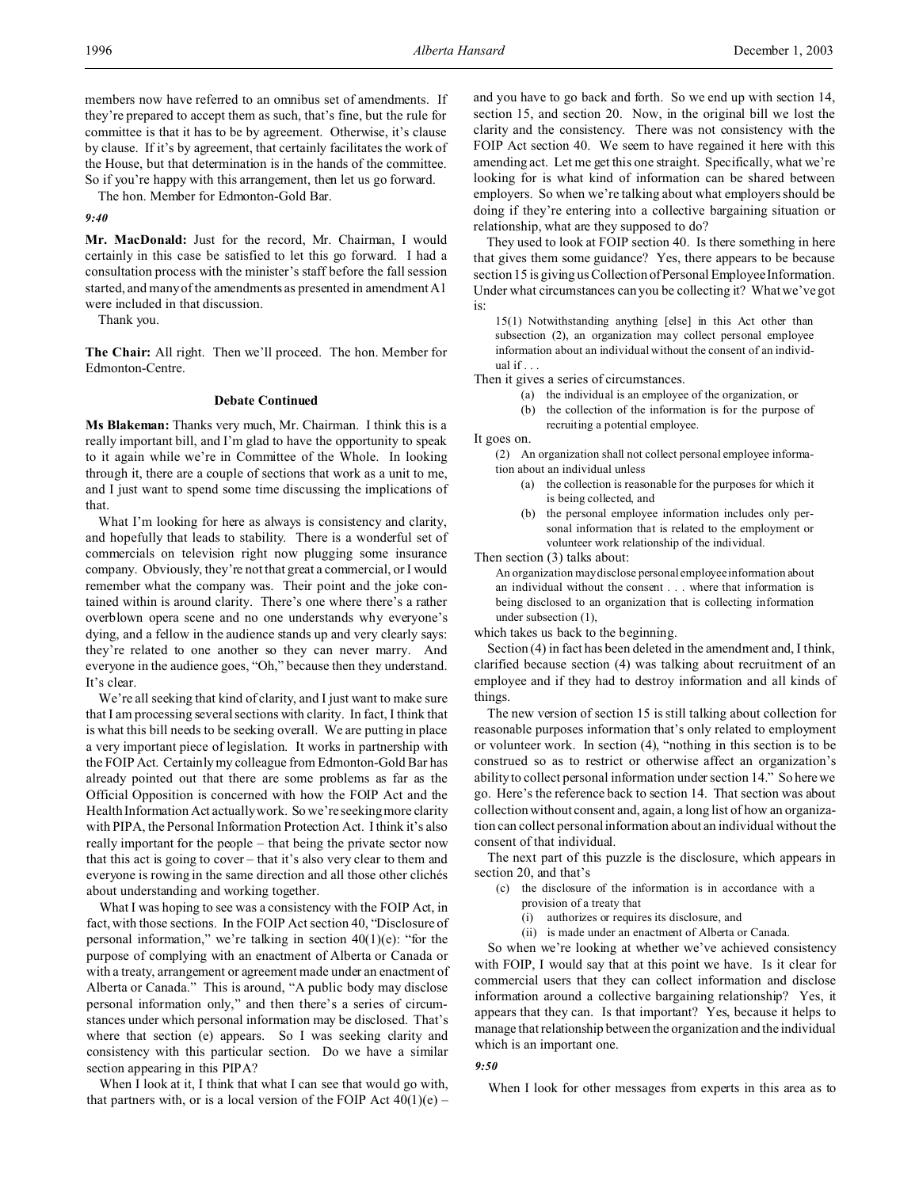members now have referred to an omnibus set of amendments. If they're prepared to accept them as such, that's fine, but the rule for committee is that it has to be by agreement. Otherwise, it's clause by clause. If it's by agreement, that certainly facilitates the work of the House, but that determination is in the hands of the committee. So if you're happy with this arrangement, then let us go forward.

The hon. Member for Edmonton-Gold Bar.

*9:40*

**Mr. MacDonald:** Just for the record, Mr. Chairman, I would certainly in this case be satisfied to let this go forward. I had a consultation process with the minister's staff before the fall session started, and many of the amendments as presented in amendment A1 were included in that discussion.

Thank you.

**The Chair:** All right. Then we'll proceed. The hon. Member for Edmonton-Centre.

### Debate Continued

**Ms Blakeman:** Thanks very much, Mr. Chairman. I think this is a really important bill, and I'm glad to have the opportunity to speak to it again while we're in Committee of the Whole. In looking through it, there are a couple of sections that work as a unit to me, and I just want to spend some time discussing the implications of that.

What I'm looking for here as always is consistency and clarity, and hopefully that leads to stability. There is a wonderful set of commercials on television right now plugging some insurance company. Obviously, they're not that great a commercial, or I would remember what the company was. Their point and the joke contained within is around clarity. There's one where there's a rather overblown opera scene and no one understands why everyone's dying, and a fellow in the audience stands up and very clearly says: they're related to one another so they can never marry. And everyone in the audience goes, "Oh," because then they understand. It's clear.

We're all seeking that kind of clarity, and I just want to make sure that I am processing several sections with clarity. In fact, I think that is what this bill needs to be seeking overall. We are putting in place a very important piece of legislation. It works in partnership with the FOIP Act. Certainly my colleague from Edmonton-Gold Bar has already pointed out that there are some problems as far as the Official Opposition is concerned with how the FOIP Act and the Health Information Act actually work. So we're seeking more clarity with PIPA, the Personal Information Protection Act. I think it's also really important for the people – that being the private sector now that this act is going to cover – that it's also very clear to them and everyone is rowing in the same direction and all those other clichés about understanding and working together.

What I was hoping to see was a consistency with the FOIP Act, in fact, with those sections. In the FOIP Act section 40, "Disclosure of personal information," we're talking in section 40(1)(e): "for the purpose of complying with an enactment of Alberta or Canada or with a treaty, arrangement or agreement made under an enactment of Alberta or Canada." This is around, "A public body may disclose personal information only," and then there's a series of circumstances under which personal information may be disclosed. That's where that section (e) appears. So I was seeking clarity and consistency with this particular section. Do we have a similar section appearing in this PIPA?

When I look at it, I think that what I can see that would go with, that partners with, or is a local version of the FOIP Act 40(1)(e) – and you have to go back and forth. So we end up with section 14, section 15, and section 20. Now, in the original bill we lost the clarity and the consistency. There was not consistency with the FOIP Act section 40. We seem to have regained it here with this amending act. Let me get this one straight. Specifically, what we're looking for is what kind of information can be shared between employers. So when we're talking about what employers should be doing if they're entering into a collective bargaining situation or relationship, what are they supposed to do?

They used to look at FOIP section 40. Is there something in here that gives them some guidance? Yes, there appears to be because section 15 is giving us Collection of Personal Employee Information. Under what circumstances can you be collecting it? What we've got is:

> 15(1) Notwithstanding anything [else] in this Act other than subsection (2), an organization may collect personal employee information about an individual without the consent of an individual if . . .

Then it gives a series of circumstances.

> (a) the individual is an employee of the organization, or
>
> (b) the collection of the information is for the purpose of recruiting a potential employee.

It goes on.

> (2) An organization shall not collect personal employee information about an individual unless
>
> (a) the collection is reasonable for the purposes for which it is being collected, and
>
> (b) the personal employee information includes only personal information that is related to the employment or volunteer work relationship of the individual.

Then section (3) talks about:

> An organization may disclose personal employee information about an individual without the consent . . . where that information is being disclosed to an organization that is collecting information under subsection (1),

which takes us back to the beginning.

Section (4) in fact has been deleted in the amendment and, I think, clarified because section (4) was talking about recruitment of an employee and if they had to destroy information and all kinds of things.

The new version of section 15 is still talking about collection for reasonable purposes information that's only related to employment or volunteer work. In section (4), "nothing in this section is to be construed so as to restrict or otherwise affect an organization's ability to collect personal information under section 14." So here we go. Here's the reference back to section 14. That section was about collection without consent and, again, a long list of how an organization can collect personal information about an individual without the consent of that individual.

The next part of this puzzle is the disclosure, which appears in section 20, and that's

> (c) the disclosure of the information is in accordance with a provision of a treaty that
>
> (i) authorizes or requires its disclosure, and
>
> (ii) is made under an enactment of Alberta or Canada.

So when we're looking at whether we've achieved consistency with FOIP, I would say that at this point we have. Is it clear for commercial users that they can collect information and disclose information around a collective bargaining relationship? Yes, it appears that they can. Is that important? Yes, because it helps to manage that relationship between the organization and the individual which is an important one.

*9:50*

When I look for other messages from experts in this area as to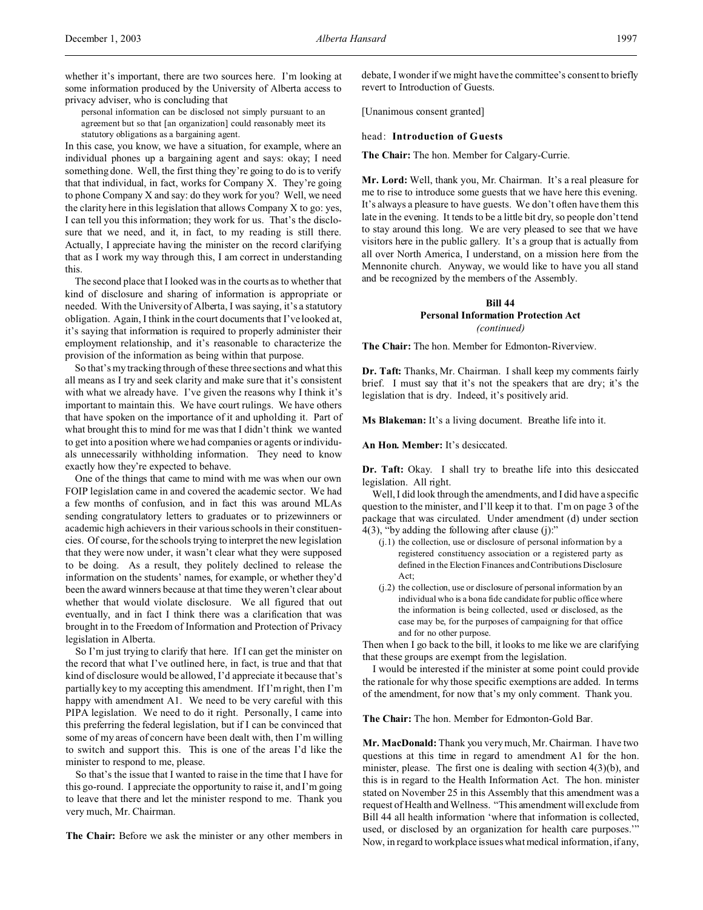whether it's important, there are two sources here. I'm looking at some information produced by the University of Alberta access to privacy adviser, who is concluding that

> personal information can be disclosed not simply pursuant to an agreement but so that [an organization] could reasonably meet its statutory obligations as a bargaining agent.

In this case, you know, we have a situation, for example, where an individual phones up a bargaining agent and says: okay; I need something done. Well, the first thing they're going to do is to verify that that individual, in fact, works for Company X. They're going to phone Company X and say: do they work for you? Well, we need the clarity here in this legislation that allows Company X to go: yes, I can tell you this information; they work for us. That's the disclosure that we need, and it, in fact, to my reading is still there. Actually, I appreciate having the minister on the record clarifying that as I work my way through this, I am correct in understanding this.

The second place that I looked was in the courts as to whether that kind of disclosure and sharing of information is appropriate or needed. With the University of Alberta, I was saying, it's a statutory obligation. Again, I think in the court documents that I've looked at, it's saying that information is required to properly administer their employment relationship, and it's reasonable to characterize the provision of the information as being within that purpose.

So that's my tracking through of these three sections and what this all means as I try and seek clarity and make sure that it's consistent with what we already have. I've given the reasons why I think it's important to maintain this. We have court rulings. We have others that have spoken on the importance of it and upholding it. Part of what brought this to mind for me was that I didn't think we wanted to get into a position where we had companies or agents or individuals unnecessarily withholding information. They need to know exactly how they're expected to behave.

One of the things that came to mind with me was when our own FOIP legislation came in and covered the academic sector. We had a few months of confusion, and in fact this was around MLAs sending congratulatory letters to graduates or to prizewinners or academic high achievers in their various schools in their constituencies. Of course, for the schools trying to interpret the new legislation that they were now under, it wasn't clear what they were supposed to be doing. As a result, they politely declined to release the information on the students' names, for example, or whether they'd been the award winners because at that time they weren't clear about whether that would violate disclosure. We all figured that out eventually, and in fact I think there was a clarification that was brought in to the Freedom of Information and Protection of Privacy legislation in Alberta.

So I'm just trying to clarify that here. If I can get the minister on the record that what I've outlined here, in fact, is true and that that kind of disclosure would be allowed, I'd appreciate it because that's partially key to my accepting this amendment. If I'm right, then I'm happy with amendment A1. We need to be very careful with this PIPA legislation. We need to do it right. Personally, I came into this preferring the federal legislation, but if I can be convinced that some of my areas of concern have been dealt with, then I'm willing to switch and support this. This is one of the areas I'd like the minister to respond to me, please.

So that's the issue that I wanted to raise in the time that I have for this go-round. I appreciate the opportunity to raise it, and I'm going to leave that there and let the minister respond to me. Thank you very much, Mr. Chairman.

**The Chair:** Before we ask the minister or any other members in debate, I wonder if we might have the committee's consent to briefly revert to Introduction of Guests.

[Unanimous consent granted]

head: **Introduction of Guests**

**The Chair:** The hon. Member for Calgary-Currie.

**Mr. Lord:** Well, thank you, Mr. Chairman. It's a real pleasure for me to rise to introduce some guests that we have here this evening. It's always a pleasure to have guests. We don't often have them this late in the evening. It tends to be a little bit dry, so people don't tend to stay around this long. We are very pleased to see that we have visitors here in the public gallery. It's a group that is actually from all over North America, I understand, on a mission here from the Mennonite church. Anyway, we would like to have you all stand and be recognized by the members of the Assembly.

## Bill 44
## Personal Information Protection Act
*(continued)*

**The Chair:** The hon. Member for Edmonton-Riverview.

**Dr. Taft:** Thanks, Mr. Chairman. I shall keep my comments fairly brief. I must say that it's not the speakers that are dry; it's the legislation that is dry. Indeed, it's positively arid.

**Ms Blakeman:** It's a living document. Breathe life into it.

**An Hon. Member:** It's desiccated.

**Dr. Taft:** Okay. I shall try to breathe life into this desiccated legislation. All right.

Well, I did look through the amendments, and I did have a specific question to the minister, and I'll keep it to that. I'm on page 3 of the package that was circulated. Under amendment (d) under section 4(3), "by adding the following after clause (j):"

> (j.1) the collection, use or disclosure of personal information by a registered constituency association or a registered party as defined in the Election Finances and Contributions Disclosure Act;
>
> (j.2) the collection, use or disclosure of personal information by an individual who is a bona fide candidate for public office where the information is being collected, used or disclosed, as the case may be, for the purposes of campaigning for that office and for no other purpose.

Then when I go back to the bill, it looks to me like we are clarifying that these groups are exempt from the legislation.

I would be interested if the minister at some point could provide the rationale for why those specific exemptions are added. In terms of the amendment, for now that's my only comment. Thank you.

**The Chair:** The hon. Member for Edmonton-Gold Bar.

**Mr. MacDonald:** Thank you very much, Mr. Chairman. I have two questions at this time in regard to amendment A1 for the hon. minister, please. The first one is dealing with section 4(3)(b), and this is in regard to the Health Information Act. The hon. minister stated on November 25 in this Assembly that this amendment was a request of Health and Wellness. "This amendment will exclude from Bill 44 all health information 'where that information is collected, used, or disclosed by an organization for health care purposes.'" Now, in regard to workplace issues what medical information, if any,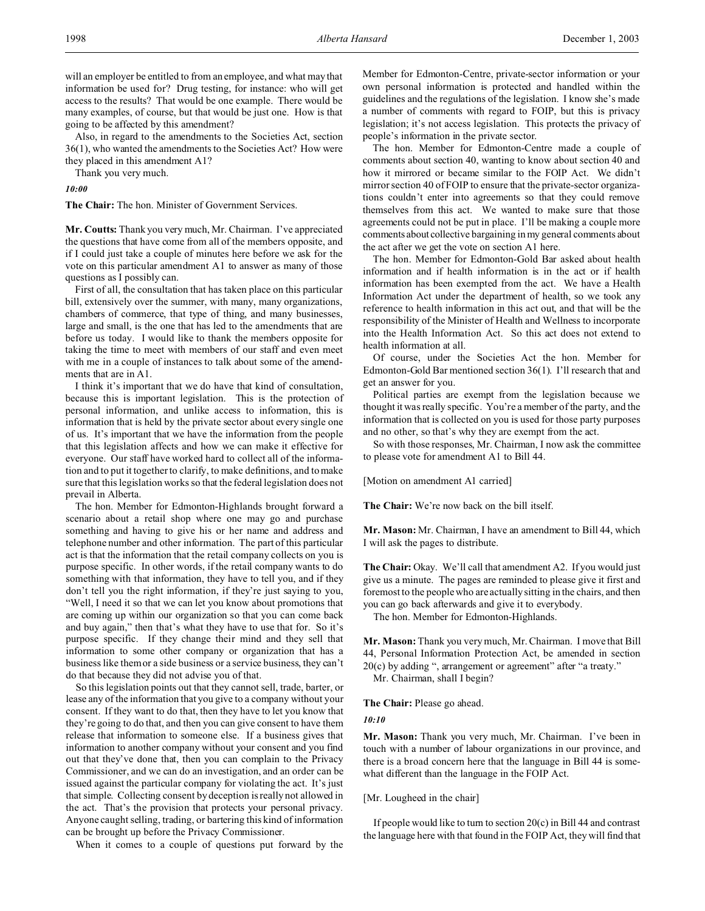will an employer be entitled to from an employee, and what may that information be used for? Drug testing, for instance: who will get access to the results? That would be one example. There would be many examples, of course, but that would be just one. How is that going to be affected by this amendment?

Also, in regard to the amendments to the Societies Act, section 36(1), who wanted the amendments to the Societies Act? How were they placed in this amendment A1?

Thank you very much.

*10:00*

**The Chair:** The hon. Minister of Government Services.

**Mr. Coutts:** Thank you very much, Mr. Chairman. I've appreciated the questions that have come from all of the members opposite, and if I could just take a couple of minutes here before we ask for the vote on this particular amendment A1 to answer as many of those questions as I possibly can.

First of all, the consultation that has taken place on this particular bill, extensively over the summer, with many, many organizations, chambers of commerce, that type of thing, and many businesses, large and small, is the one that has led to the amendments that are before us today. I would like to thank the members opposite for taking the time to meet with members of our staff and even meet with me in a couple of instances to talk about some of the amendments that are in A1.

I think it's important that we do have that kind of consultation, because this is important legislation. This is the protection of personal information, and unlike access to information, this is information that is held by the private sector about every single one of us. It's important that we have the information from the people that this legislation affects and how we can make it effective for everyone. Our staff have worked hard to collect all of the information and to put it together to clarify, to make definitions, and to make sure that this legislation works so that the federal legislation does not prevail in Alberta.

The hon. Member for Edmonton-Highlands brought forward a scenario about a retail shop where one may go and purchase something and having to give his or her name and address and telephone number and other information. The part of this particular act is that the information that the retail company collects on you is purpose specific. In other words, if the retail company wants to do something with that information, they have to tell you, and if they don't tell you the right information, if they're just saying to you, "Well, I need it so that we can let you know about promotions that are coming up within our organization so that you can come back and buy again," then that's what they have to use that for. So it's purpose specific. If they change their mind and they sell that information to some other company or organization that has a business like them or a side business or a service business, they can't do that because they did not advise you of that.

So this legislation points out that they cannot sell, trade, barter, or lease any of the information that you give to a company without your consent. If they want to do that, then they have to let you know that they're going to do that, and then you can give consent to have them release that information to someone else. If a business gives that information to another company without your consent and you find out that they've done that, then you can complain to the Privacy Commissioner, and we can do an investigation, and an order can be issued against the particular company for violating the act. It's just that simple. Collecting consent by deception is really not allowed in the act. That's the provision that protects your personal privacy. Anyone caught selling, trading, or bartering this kind of information can be brought up before the Privacy Commissioner.

When it comes to a couple of questions put forward by the Member for Edmonton-Centre, private-sector information or your own personal information is protected and handled within the guidelines and the regulations of the legislation. I know she's made a number of comments with regard to FOIP, but this is privacy legislation; it's not access legislation. This protects the privacy of people's information in the private sector.

The hon. Member for Edmonton-Centre made a couple of comments about section 40, wanting to know about section 40 and how it mirrored or became similar to the FOIP Act. We didn't mirror section 40 of FOIP to ensure that the private-sector organizations couldn't enter into agreements so that they could remove themselves from this act. We wanted to make sure that those agreements could not be put in place. I'll be making a couple more comments about collective bargaining in my general comments about the act after we get the vote on section A1 here.

The hon. Member for Edmonton-Gold Bar asked about health information and if health information is in the act or if health information has been exempted from the act. We have a Health Information Act under the department of health, so we took any reference to health information in this act out, and that will be the responsibility of the Minister of Health and Wellness to incorporate into the Health Information Act. So this act does not extend to health information at all.

Of course, under the Societies Act the hon. Member for Edmonton-Gold Bar mentioned section 36(1). I'll research that and get an answer for you.

Political parties are exempt from the legislation because we thought it was really specific. You're a member of the party, and the information that is collected on you is used for those party purposes and no other, so that's why they are exempt from the act.

So with those responses, Mr. Chairman, I now ask the committee to please vote for amendment A1 to Bill 44.

[Motion on amendment A1 carried]

**The Chair:** We're now back on the bill itself.

**Mr. Mason:** Mr. Chairman, I have an amendment to Bill 44, which I will ask the pages to distribute.

**The Chair:** Okay. We'll call that amendment A2. If you would just give us a minute. The pages are reminded to please give it first and foremost to the people who are actually sitting in the chairs, and then you can go back afterwards and give it to everybody.

The hon. Member for Edmonton-Highlands.

**Mr. Mason:** Thank you very much, Mr. Chairman. I move that Bill 44, Personal Information Protection Act, be amended in section 20(c) by adding ", arrangement or agreement" after "a treaty."

Mr. Chairman, shall I begin?

**The Chair:** Please go ahead.

*10:10*

**Mr. Mason:** Thank you very much, Mr. Chairman. I've been in touch with a number of labour organizations in our province, and there is a broad concern here that the language in Bill 44 is somewhat different than the language in the FOIP Act.

[Mr. Lougheed in the chair]

If people would like to turn to section 20(c) in Bill 44 and contrast the language here with that found in the FOIP Act, they will find that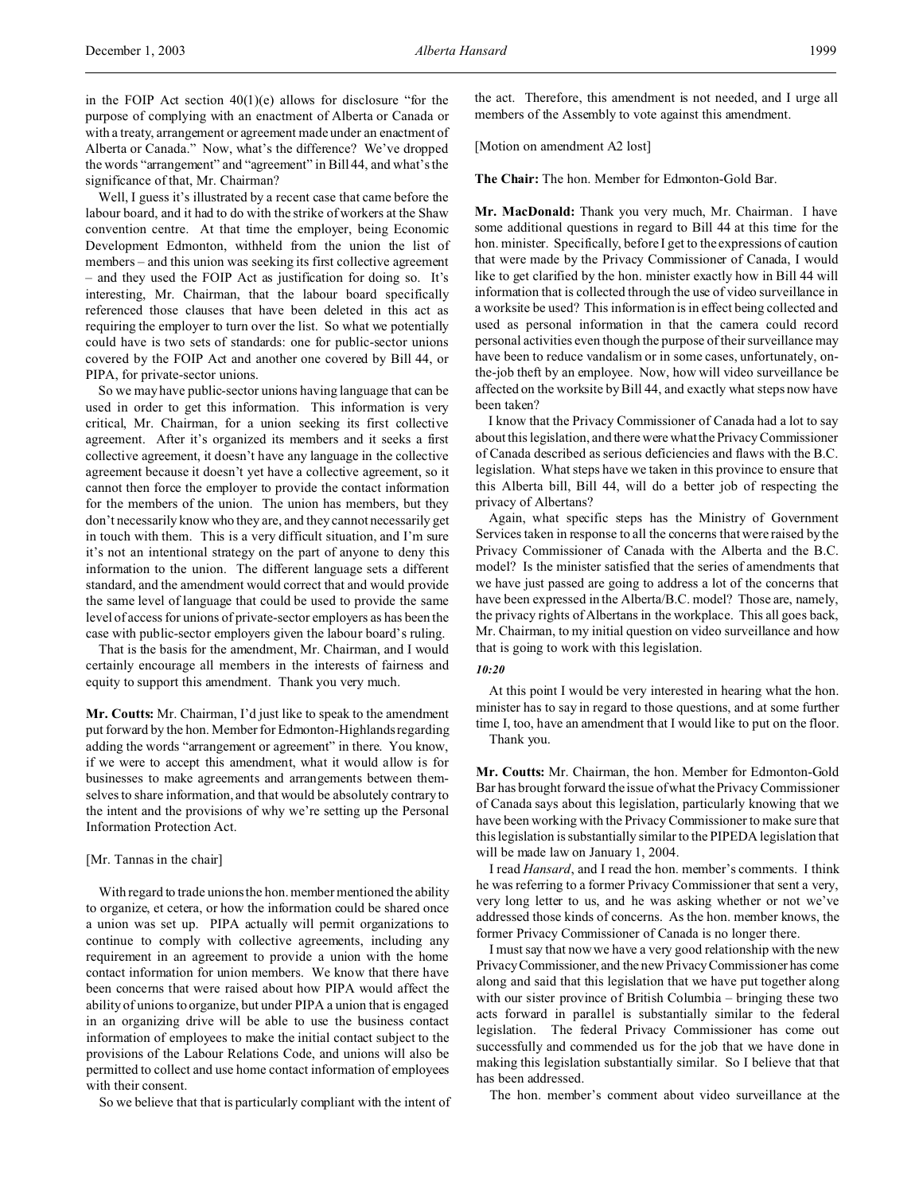in the FOIP Act section 40(1)(e) allows for disclosure "for the purpose of complying with an enactment of Alberta or Canada or with a treaty, arrangement or agreement made under an enactment of Alberta or Canada." Now, what's the difference? We've dropped the words "arrangement" and "agreement" in Bill 44, and what's the significance of that, Mr. Chairman?

Well, I guess it's illustrated by a recent case that came before the labour board, and it had to do with the strike of workers at the Shaw convention centre. At that time the employer, being Economic Development Edmonton, withheld from the union the list of members – and this union was seeking its first collective agreement – and they used the FOIP Act as justification for doing so. It's interesting, Mr. Chairman, that the labour board specifically referenced those clauses that have been deleted in this act as requiring the employer to turn over the list. So what we potentially could have is two sets of standards: one for public-sector unions covered by the FOIP Act and another one covered by Bill 44, or PIPA, for private-sector unions.

So we may have public-sector unions having language that can be used in order to get this information. This information is very critical, Mr. Chairman, for a union seeking its first collective agreement. After it's organized its members and it seeks a first collective agreement, it doesn't have any language in the collective agreement because it doesn't yet have a collective agreement, so it cannot then force the employer to provide the contact information for the members of the union. The union has members, but they don't necessarily know who they are, and they cannot necessarily get in touch with them. This is a very difficult situation, and I'm sure it's not an intentional strategy on the part of anyone to deny this information to the union. The different language sets a different standard, and the amendment would correct that and would provide the same level of language that could be used to provide the same level of access for unions of private-sector employers as has been the case with public-sector employers given the labour board's ruling.

That is the basis for the amendment, Mr. Chairman, and I would certainly encourage all members in the interests of fairness and equity to support this amendment. Thank you very much.

**Mr. Coutts:** Mr. Chairman, I'd just like to speak to the amendment put forward by the hon. Member for Edmonton-Highlands regarding adding the words "arrangement or agreement" in there. You know, if we were to accept this amendment, what it would allow is for businesses to make agreements and arrangements between themselves to share information, and that would be absolutely contrary to the intent and the provisions of why we're setting up the Personal Information Protection Act.

[Mr. Tannas in the chair]

With regard to trade unions the hon. member mentioned the ability to organize, et cetera, or how the information could be shared once a union was set up. PIPA actually will permit organizations to continue to comply with collective agreements, including any requirement in an agreement to provide a union with the home contact information for union members. We know that there have been concerns that were raised about how PIPA would affect the ability of unions to organize, but under PIPA a union that is engaged in an organizing drive will be able to use the business contact information of employees to make the initial contact subject to the provisions of the Labour Relations Code, and unions will also be permitted to collect and use home contact information of employees with their consent.

So we believe that that is particularly compliant with the intent of the act. Therefore, this amendment is not needed, and I urge all members of the Assembly to vote against this amendment.

[Motion on amendment A2 lost]

**The Chair:** The hon. Member for Edmonton-Gold Bar.

**Mr. MacDonald:** Thank you very much, Mr. Chairman. I have some additional questions in regard to Bill 44 at this time for the hon. minister. Specifically, before I get to the expressions of caution that were made by the Privacy Commissioner of Canada, I would like to get clarified by the hon. minister exactly how in Bill 44 will information that is collected through the use of video surveillance in a worksite be used? This information is in effect being collected and used as personal information in that the camera could record personal activities even though the purpose of their surveillance may have been to reduce vandalism or in some cases, unfortunately, on-the-job theft by an employee. Now, how will video surveillance be affected on the worksite by Bill 44, and exactly what steps now have been taken?

I know that the Privacy Commissioner of Canada had a lot to say about this legislation, and there were what the Privacy Commissioner of Canada described as serious deficiencies and flaws with the B.C. legislation. What steps have we taken in this province to ensure that this Alberta bill, Bill 44, will do a better job of respecting the privacy of Albertans?

Again, what specific steps has the Ministry of Government Services taken in response to all the concerns that were raised by the Privacy Commissioner of Canada with the Alberta and the B.C. model? Is the minister satisfied that the series of amendments that we have just passed are going to address a lot of the concerns that have been expressed in the Alberta/B.C. model? Those are, namely, the privacy rights of Albertans in the workplace. This all goes back, Mr. Chairman, to my initial question on video surveillance and how that is going to work with this legislation.

*10:20*

At this point I would be very interested in hearing what the hon. minister has to say in regard to those questions, and at some further time I, too, have an amendment that I would like to put on the floor.

Thank you.

**Mr. Coutts:** Mr. Chairman, the hon. Member for Edmonton-Gold Bar has brought forward the issue of what the Privacy Commissioner of Canada says about this legislation, particularly knowing that we have been working with the Privacy Commissioner to make sure that this legislation is substantially similar to the PIPEDA legislation that will be made law on January 1, 2004.

I read *Hansard*, and I read the hon. member's comments. I think he was referring to a former Privacy Commissioner that sent a very, very long letter to us, and he was asking whether or not we've addressed those kinds of concerns. As the hon. member knows, the former Privacy Commissioner of Canada is no longer there.

I must say that now we have a very good relationship with the new Privacy Commissioner, and the new Privacy Commissioner has come along and said that this legislation that we have put together along with our sister province of British Columbia – bringing these two acts forward in parallel is substantially similar to the federal legislation. The federal Privacy Commissioner has come out successfully and commended us for the job that we have done in making this legislation substantially similar. So I believe that that has been addressed.

The hon. member's comment about video surveillance at the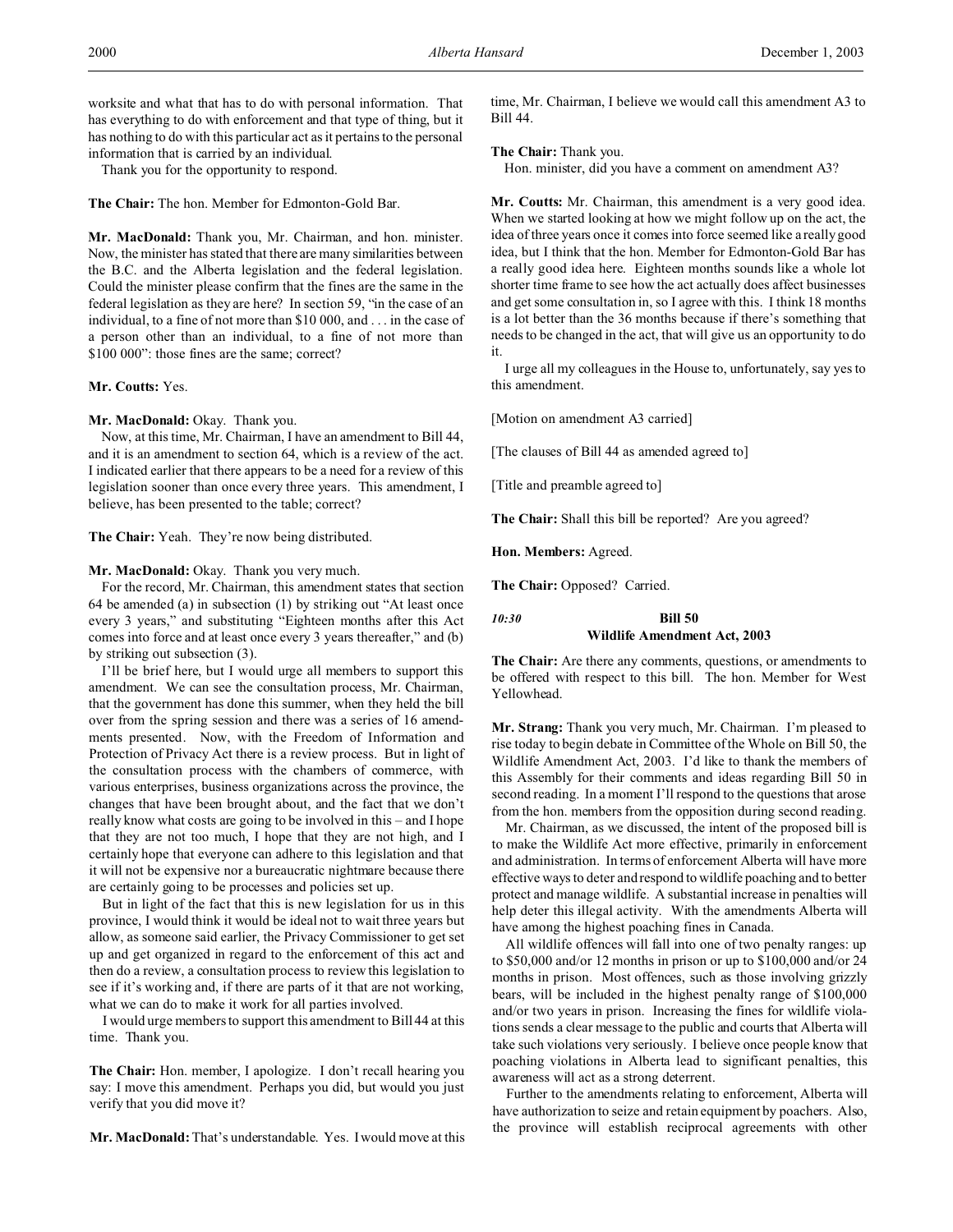worksite and what that has to do with personal information. That has everything to do with enforcement and that type of thing, but it has nothing to do with this particular act as it pertains to the personal information that is carried by an individual.

Thank you for the opportunity to respond.

**The Chair:** The hon. Member for Edmonton-Gold Bar.

**Mr. MacDonald:** Thank you, Mr. Chairman, and hon. minister. Now, the minister has stated that there are many similarities between the B.C. and the Alberta legislation and the federal legislation. Could the minister please confirm that the fines are the same in the federal legislation as they are here? In section 59, "in the case of an individual, to a fine of not more than $10 000, and . . . in the case of a person other than an individual, to a fine of not more than $100 000": those fines are the same; correct?

**Mr. Coutts:** Yes.

**Mr. MacDonald:** Okay. Thank you.

Now, at this time, Mr. Chairman, I have an amendment to Bill 44, and it is an amendment to section 64, which is a review of the act. I indicated earlier that there appears to be a need for a review of this legislation sooner than once every three years. This amendment, I believe, has been presented to the table; correct?

**The Chair:** Yeah. They're now being distributed.

**Mr. MacDonald:** Okay. Thank you very much.

For the record, Mr. Chairman, this amendment states that section 64 be amended (a) in subsection (1) by striking out "At least once every 3 years," and substituting "Eighteen months after this Act comes into force and at least once every 3 years thereafter," and (b) by striking out subsection (3).

I'll be brief here, but I would urge all members to support this amendment. We can see the consultation process, Mr. Chairman, that the government has done this summer, when they held the bill over from the spring session and there was a series of 16 amendments presented. Now, with the Freedom of Information and Protection of Privacy Act there is a review process. But in light of the consultation process with the chambers of commerce, with various enterprises, business organizations across the province, the changes that have been brought about, and the fact that we don't really know what costs are going to be involved in this – and I hope that they are not too much, I hope that they are not high, and I certainly hope that everyone can adhere to this legislation and that it will not be expensive nor a bureaucratic nightmare because there are certainly going to be processes and policies set up.

But in light of the fact that this is new legislation for us in this province, I would think it would be ideal not to wait three years but allow, as someone said earlier, the Privacy Commissioner to get set up and get organized in regard to the enforcement of this act and then do a review, a consultation process to review this legislation to see if it's working and, if there are parts of it that are not working, what we can do to make it work for all parties involved.

I would urge members to support this amendment to Bill 44 at this time. Thank you.

**The Chair:** Hon. member, I apologize. I don't recall hearing you say: I move this amendment. Perhaps you did, but would you just verify that you did move it?

**Mr. MacDonald:** That's understandable. Yes. I would move at this time, Mr. Chairman, I believe we would call this amendment A3 to Bill 44.

**The Chair:** Thank you.

Hon. minister, did you have a comment on amendment A3?

**Mr. Coutts:** Mr. Chairman, this amendment is a very good idea. When we started looking at how we might follow up on the act, the idea of three years once it comes into force seemed like a really good idea, but I think that the hon. Member for Edmonton-Gold Bar has a really good idea here. Eighteen months sounds like a whole lot shorter time frame to see how the act actually does affect businesses and get some consultation in, so I agree with this. I think 18 months is a lot better than the 36 months because if there's something that needs to be changed in the act, that will give us an opportunity to do it.

I urge all my colleagues in the House to, unfortunately, say yes to this amendment.

[Motion on amendment A3 carried]

[The clauses of Bill 44 as amended agreed to]

[Title and preamble agreed to]

**The Chair:** Shall this bill be reported? Are you agreed?

**Hon. Members:** Agreed.

**The Chair:** Opposed? Carried.

*10:30*

## Bill 50
## Wildlife Amendment Act, 2003

**The Chair:** Are there any comments, questions, or amendments to be offered with respect to this bill. The hon. Member for West Yellowhead.

**Mr. Strang:** Thank you very much, Mr. Chairman. I'm pleased to rise today to begin debate in Committee of the Whole on Bill 50, the Wildlife Amendment Act, 2003. I'd like to thank the members of this Assembly for their comments and ideas regarding Bill 50 in second reading. In a moment I'll respond to the questions that arose from the hon. members from the opposition during second reading.

Mr. Chairman, as we discussed, the intent of the proposed bill is to make the Wildlife Act more effective, primarily in enforcement and administration. In terms of enforcement Alberta will have more effective ways to deter and respond to wildlife poaching and to better protect and manage wildlife. A substantial increase in penalties will help deter this illegal activity. With the amendments Alberta will have among the highest poaching fines in Canada.

All wildlife offences will fall into one of two penalty ranges: up to $50,000 and/or 12 months in prison or up to $100,000 and/or 24 months in prison. Most offences, such as those involving grizzly bears, will be included in the highest penalty range of $100,000 and/or two years in prison. Increasing the fines for wildlife violations sends a clear message to the public and courts that Alberta will take such violations very seriously. I believe once people know that poaching violations in Alberta lead to significant penalties, this awareness will act as a strong deterrent.

Further to the amendments relating to enforcement, Alberta will have authorization to seize and retain equipment by poachers. Also, the province will establish reciprocal agreements with other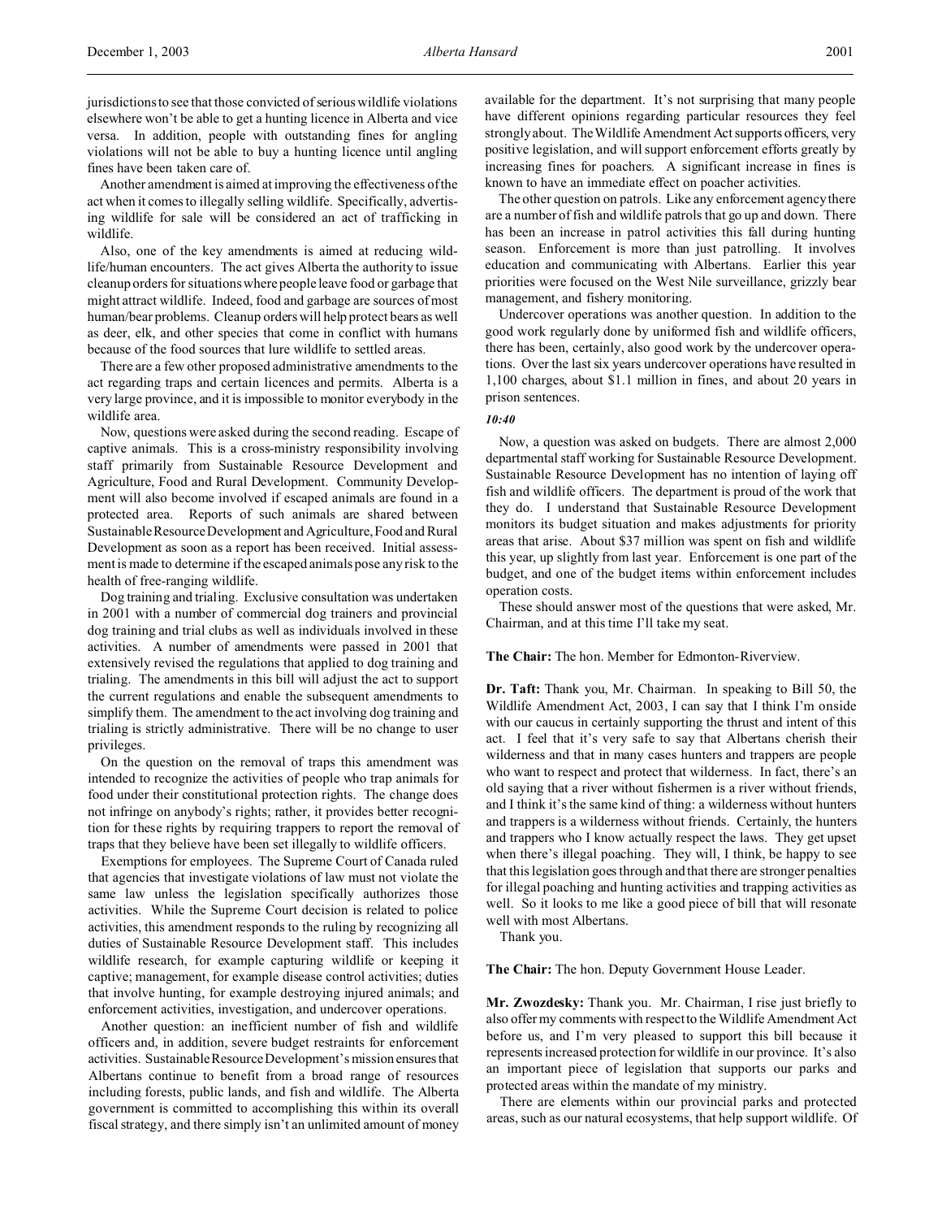jurisdictions to see that those convicted of serious wildlife violations elsewhere won't be able to get a hunting licence in Alberta and vice versa. In addition, people with outstanding fines for angling violations will not be able to buy a hunting licence until angling fines have been taken care of.

Another amendment is aimed at improving the effectiveness of the act when it comes to illegally selling wildlife. Specifically, advertising wildlife for sale will be considered an act of trafficking in wildlife.

Also, one of the key amendments is aimed at reducing wildlife/human encounters. The act gives Alberta the authority to issue cleanup orders for situations where people leave food or garbage that might attract wildlife. Indeed, food and garbage are sources of most human/bear problems. Cleanup orders will help protect bears as well as deer, elk, and other species that come in conflict with humans because of the food sources that lure wildlife to settled areas.

There are a few other proposed administrative amendments to the act regarding traps and certain licences and permits. Alberta is a very large province, and it is impossible to monitor everybody in the wildlife area.

Now, questions were asked during the second reading. Escape of captive animals. This is a cross-ministry responsibility involving staff primarily from Sustainable Resource Development and Agriculture, Food and Rural Development. Community Development will also become involved if escaped animals are found in a protected area. Reports of such animals are shared between Sustainable Resource Development and Agriculture, Food and Rural Development as soon as a report has been received. Initial assessment is made to determine if the escaped animals pose any risk to the health of free-ranging wildlife.

Dog training and trialing. Exclusive consultation was undertaken in 2001 with a number of commercial dog trainers and provincial dog training and trial clubs as well as individuals involved in these activities. A number of amendments were passed in 2001 that extensively revised the regulations that applied to dog training and trialing. The amendments in this bill will adjust the act to support the current regulations and enable the subsequent amendments to simplify them. The amendment to the act involving dog training and trialing is strictly administrative. There will be no change to user privileges.

On the question on the removal of traps this amendment was intended to recognize the activities of people who trap animals for food under their constitutional protection rights. The change does not infringe on anybody's rights; rather, it provides better recognition for these rights by requiring trappers to report the removal of traps that they believe have been set illegally to wildlife officers.

Exemptions for employees. The Supreme Court of Canada ruled that agencies that investigate violations of law must not violate the same law unless the legislation specifically authorizes those activities. While the Supreme Court decision is related to police activities, this amendment responds to the ruling by recognizing all duties of Sustainable Resource Development staff. This includes wildlife research, for example capturing wildlife or keeping it captive; management, for example disease control activities; duties that involve hunting, for example destroying injured animals; and enforcement activities, investigation, and undercover operations.

Another question: an inefficient number of fish and wildlife officers and, in addition, severe budget restraints for enforcement activities. Sustainable Resource Development's mission ensures that Albertans continue to benefit from a broad range of resources including forests, public lands, and fish and wildlife. The Alberta government is committed to accomplishing this within its overall fiscal strategy, and there simply isn't an unlimited amount of money available for the department. It's not surprising that many people have different opinions regarding particular resources they feel strongly about. The Wildlife Amendment Act supports officers, very positive legislation, and will support enforcement efforts greatly by increasing fines for poachers. A significant increase in fines is known to have an immediate effect on poacher activities.

The other question on patrols. Like any enforcement agency there are a number of fish and wildlife patrols that go up and down. There has been an increase in patrol activities this fall during hunting season. Enforcement is more than just patrolling. It involves education and communicating with Albertans. Earlier this year priorities were focused on the West Nile surveillance, grizzly bear management, and fishery monitoring.

Undercover operations was another question. In addition to the good work regularly done by uniformed fish and wildlife officers, there has been, certainly, also good work by the undercover operations. Over the last six years undercover operations have resulted in 1,100 charges, about \$1.1 million in fines, and about 20 years in prison sentences.

*10:40*

Now, a question was asked on budgets. There are almost 2,000 departmental staff working for Sustainable Resource Development. Sustainable Resource Development has no intention of laying off fish and wildlife officers. The department is proud of the work that they do. I understand that Sustainable Resource Development monitors its budget situation and makes adjustments for priority areas that arise. About \$37 million was spent on fish and wildlife this year, up slightly from last year. Enforcement is one part of the budget, and one of the budget items within enforcement includes operation costs.

These should answer most of the questions that were asked, Mr. Chairman, and at this time I'll take my seat.

**The Chair:** The hon. Member for Edmonton-Riverview.

**Dr. Taft:** Thank you, Mr. Chairman. In speaking to Bill 50, the Wildlife Amendment Act, 2003, I can say that I think I'm onside with our caucus in certainly supporting the thrust and intent of this act. I feel that it's very safe to say that Albertans cherish their wilderness and that in many cases hunters and trappers are people who want to respect and protect that wilderness. In fact, there's an old saying that a river without fishermen is a river without friends, and I think it's the same kind of thing: a wilderness without hunters and trappers is a wilderness without friends. Certainly, the hunters and trappers who I know actually respect the laws. They get upset when there's illegal poaching. They will, I think, be happy to see that this legislation goes through and that there are stronger penalties for illegal poaching and hunting activities and trapping activities as well. So it looks to me like a good piece of bill that will resonate well with most Albertans.

Thank you.

**The Chair:** The hon. Deputy Government House Leader.

**Mr. Zwozdesky:** Thank you. Mr. Chairman, I rise just briefly to also offer my comments with respect to the Wildlife Amendment Act before us, and I'm very pleased to support this bill because it represents increased protection for wildlife in our province. It's also an important piece of legislation that supports our parks and protected areas within the mandate of my ministry.

There are elements within our provincial parks and protected areas, such as our natural ecosystems, that help support wildlife. Of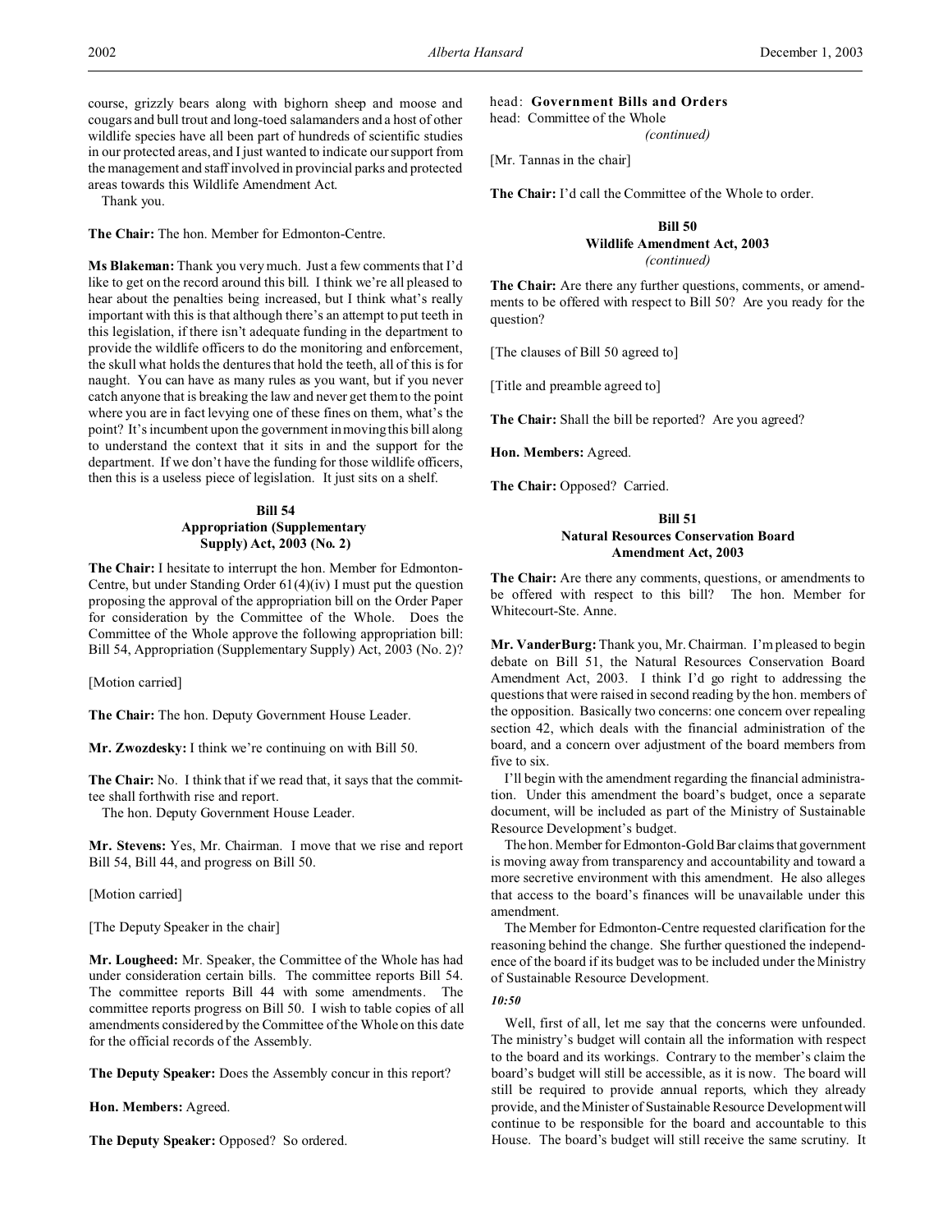course, grizzly bears along with bighorn sheep and moose and cougars and bull trout and long-toed salamanders and a host of other wildlife species have all been part of hundreds of scientific studies in our protected areas, and I just wanted to indicate our support from the management and staff involved in provincial parks and protected areas towards this Wildlife Amendment Act.

Thank you.

**The Chair:** The hon. Member for Edmonton-Centre.

**Ms Blakeman:** Thank you very much. Just a few comments that I'd like to get on the record around this bill. I think we're all pleased to hear about the penalties being increased, but I think what's really important with this is that although there's an attempt to put teeth in this legislation, if there isn't adequate funding in the department to provide the wildlife officers to do the monitoring and enforcement, the skull what holds the dentures that hold the teeth, all of this is for naught. You can have as many rules as you want, but if you never catch anyone that is breaking the law and never get them to the point where you are in fact levying one of these fines on them, what's the point? It's incumbent upon the government in moving this bill along to understand the context that it sits in and the support for the department. If we don't have the funding for those wildlife officers, then this is a useless piece of legislation. It just sits on a shelf.

**Bill 54**
**Appropriation (Supplementary Supply) Act, 2003 (No. 2)**

**The Chair:** I hesitate to interrupt the hon. Member for Edmonton-Centre, but under Standing Order 61(4)(iv) I must put the question proposing the approval of the appropriation bill on the Order Paper for consideration by the Committee of the Whole. Does the Committee of the Whole approve the following appropriation bill: Bill 54, Appropriation (Supplementary Supply) Act, 2003 (No. 2)?

[Motion carried]

**The Chair:** The hon. Deputy Government House Leader.

**Mr. Zwozdesky:** I think we're continuing on with Bill 50.

**The Chair:** No. I think that if we read that, it says that the committee shall forthwith rise and report.

The hon. Deputy Government House Leader.

**Mr. Stevens:** Yes, Mr. Chairman. I move that we rise and report Bill 54, Bill 44, and progress on Bill 50.

[Motion carried]

[The Deputy Speaker in the chair]

**Mr. Lougheed:** Mr. Speaker, the Committee of the Whole has had under consideration certain bills. The committee reports Bill 54. The committee reports Bill 44 with some amendments. The committee reports progress on Bill 50. I wish to table copies of all amendments considered by the Committee of the Whole on this date for the official records of the Assembly.

**The Deputy Speaker:** Does the Assembly concur in this report?

**Hon. Members:** Agreed.

**The Deputy Speaker:** Opposed? So ordered.

head: **Government Bills and Orders**
head: Committee of the Whole
*(continued)*

[Mr. Tannas in the chair]

**The Chair:** I'd call the Committee of the Whole to order.

**Bill 50**
**Wildlife Amendment Act, 2003**
*(continued)*

**The Chair:** Are there any further questions, comments, or amendments to be offered with respect to Bill 50? Are you ready for the question?

[The clauses of Bill 50 agreed to]

[Title and preamble agreed to]

**The Chair:** Shall the bill be reported? Are you agreed?

**Hon. Members:** Agreed.

**The Chair:** Opposed? Carried.

**Bill 51**
**Natural Resources Conservation Board Amendment Act, 2003**

**The Chair:** Are there any comments, questions, or amendments to be offered with respect to this bill? The hon. Member for Whitecourt-Ste. Anne.

**Mr. VanderBurg:** Thank you, Mr. Chairman. I'm pleased to begin debate on Bill 51, the Natural Resources Conservation Board Amendment Act, 2003. I think I'd go right to addressing the questions that were raised in second reading by the hon. members of the opposition. Basically two concerns: one concern over repealing section 42, which deals with the financial administration of the board, and a concern over adjustment of the board members from five to six.

I'll begin with the amendment regarding the financial administration. Under this amendment the board's budget, once a separate document, will be included as part of the Ministry of Sustainable Resource Development's budget.

The hon. Member for Edmonton-Gold Bar claims that government is moving away from transparency and accountability and toward a more secretive environment with this amendment. He also alleges that access to the board's finances will be unavailable under this amendment.

The Member for Edmonton-Centre requested clarification for the reasoning behind the change. She further questioned the independence of the board if its budget was to be included under the Ministry of Sustainable Resource Development.

*10:50*

Well, first of all, let me say that the concerns were unfounded. The ministry's budget will contain all the information with respect to the board and its workings. Contrary to the member's claim the board's budget will still be accessible, as it is now. The board will still be required to provide annual reports, which they already provide, and the Minister of Sustainable Resource Development will continue to be responsible for the board and accountable to this House. The board's budget will still receive the same scrutiny. It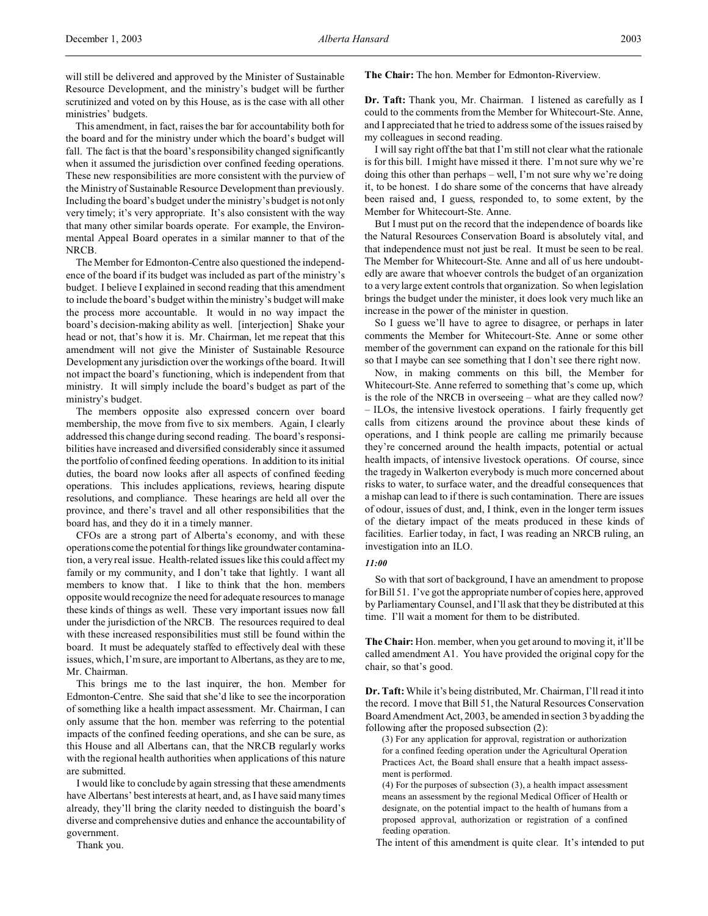will still be delivered and approved by the Minister of Sustainable Resource Development, and the ministry's budget will be further scrutinized and voted on by this House, as is the case with all other ministries' budgets.

This amendment, in fact, raises the bar for accountability both for the board and for the ministry under which the board's budget will fall. The fact is that the board's responsibility changed significantly when it assumed the jurisdiction over confined feeding operations. These new responsibilities are more consistent with the purview of the Ministry of Sustainable Resource Development than previously. Including the board's budget under the ministry's budget is not only very timely; it's very appropriate. It's also consistent with the way that many other similar boards operate. For example, the Environmental Appeal Board operates in a similar manner to that of the NRCB.

The Member for Edmonton-Centre also questioned the independence of the board if its budget was included as part of the ministry's budget. I believe I explained in second reading that this amendment to include the board's budget within the ministry's budget will make the process more accountable. It would in no way impact the board's decision-making ability as well. [interjection] Shake your head or not, that's how it is. Mr. Chairman, let me repeat that this amendment will not give the Minister of Sustainable Resource Development any jurisdiction over the workings of the board. It will not impact the board's functioning, which is independent from that ministry. It will simply include the board's budget as part of the ministry's budget.

The members opposite also expressed concern over board membership, the move from five to six members. Again, I clearly addressed this change during second reading. The board's responsibilities have increased and diversified considerably since it assumed the portfolio of confined feeding operations. In addition to its initial duties, the board now looks after all aspects of confined feeding operations. This includes applications, reviews, hearing dispute resolutions, and compliance. These hearings are held all over the province, and there's travel and all other responsibilities that the board has, and they do it in a timely manner.

CFOs are a strong part of Alberta's economy, and with these operations come the potential for things like groundwater contamination, a very real issue. Health-related issues like this could affect my family or my community, and I don't take that lightly. I want all members to know that. I like to think that the hon. members opposite would recognize the need for adequate resources to manage these kinds of things as well. These very important issues now fall under the jurisdiction of the NRCB. The resources required to deal with these increased responsibilities must still be found within the board. It must be adequately staffed to effectively deal with these issues, which, I'm sure, are important to Albertans, as they are to me, Mr. Chairman.

This brings me to the last inquirer, the hon. Member for Edmonton-Centre. She said that she'd like to see the incorporation of something like a health impact assessment. Mr. Chairman, I can only assume that the hon. member was referring to the potential impacts of the confined feeding operations, and she can be sure, as this House and all Albertans can, that the NRCB regularly works with the regional health authorities when applications of this nature are submitted.

I would like to conclude by again stressing that these amendments have Albertans' best interests at heart, and, as I have said many times already, they'll bring the clarity needed to distinguish the board's diverse and comprehensive duties and enhance the accountability of government.

Thank you.

**The Chair:** The hon. Member for Edmonton-Riverview.

**Dr. Taft:** Thank you, Mr. Chairman. I listened as carefully as I could to the comments from the Member for Whitecourt-Ste. Anne, and I appreciated that he tried to address some of the issues raised by my colleagues in second reading.

I will say right off the bat that I'm still not clear what the rationale is for this bill. I might have missed it there. I'm not sure why we're doing this other than perhaps – well, I'm not sure why we're doing it, to be honest. I do share some of the concerns that have already been raised and, I guess, responded to, to some extent, by the Member for Whitecourt-Ste. Anne.

But I must put on the record that the independence of boards like the Natural Resources Conservation Board is absolutely vital, and that independence must not just be real. It must be seen to be real. The Member for Whitecourt-Ste. Anne and all of us here undoubtedly are aware that whoever controls the budget of an organization to a very large extent controls that organization. So when legislation brings the budget under the minister, it does look very much like an increase in the power of the minister in question.

So I guess we'll have to agree to disagree, or perhaps in later comments the Member for Whitecourt-Ste. Anne or some other member of the government can expand on the rationale for this bill so that I maybe can see something that I don't see there right now.

Now, in making comments on this bill, the Member for Whitecourt-Ste. Anne referred to something that's come up, which is the role of the NRCB in overseeing – what are they called now? – ILOs, the intensive livestock operations. I fairly frequently get calls from citizens around the province about these kinds of operations, and I think people are calling me primarily because they're concerned around the health impacts, potential or actual health impacts, of intensive livestock operations. Of course, since the tragedy in Walkerton everybody is much more concerned about risks to water, to surface water, and the dreadful consequences that a mishap can lead to if there is such contamination. There are issues of odour, issues of dust, and, I think, even in the longer term issues of the dietary impact of the meats produced in these kinds of facilities. Earlier today, in fact, I was reading an NRCB ruling, an investigation into an ILO.

*11:00*

So with that sort of background, I have an amendment to propose for Bill 51. I've got the appropriate number of copies here, approved by Parliamentary Counsel, and I'll ask that they be distributed at this time. I'll wait a moment for them to be distributed.

**The Chair:** Hon. member, when you get around to moving it, it'll be called amendment A1. You have provided the original copy for the chair, so that's good.

**Dr. Taft:** While it's being distributed, Mr. Chairman, I'll read it into the record. I move that Bill 51, the Natural Resources Conservation Board Amendment Act, 2003, be amended in section 3 by adding the following after the proposed subsection (2):

> (3) For any application for approval, registration or authorization for a confined feeding operation under the Agricultural Operation Practices Act, the Board shall ensure that a health impact assessment is performed.
>
> (4) For the purposes of subsection (3), a health impact assessment means an assessment by the regional Medical Officer of Health or designate, on the potential impact to the health of humans from a proposed approval, authorization or registration of a confined feeding operation.

The intent of this amendment is quite clear. It's intended to put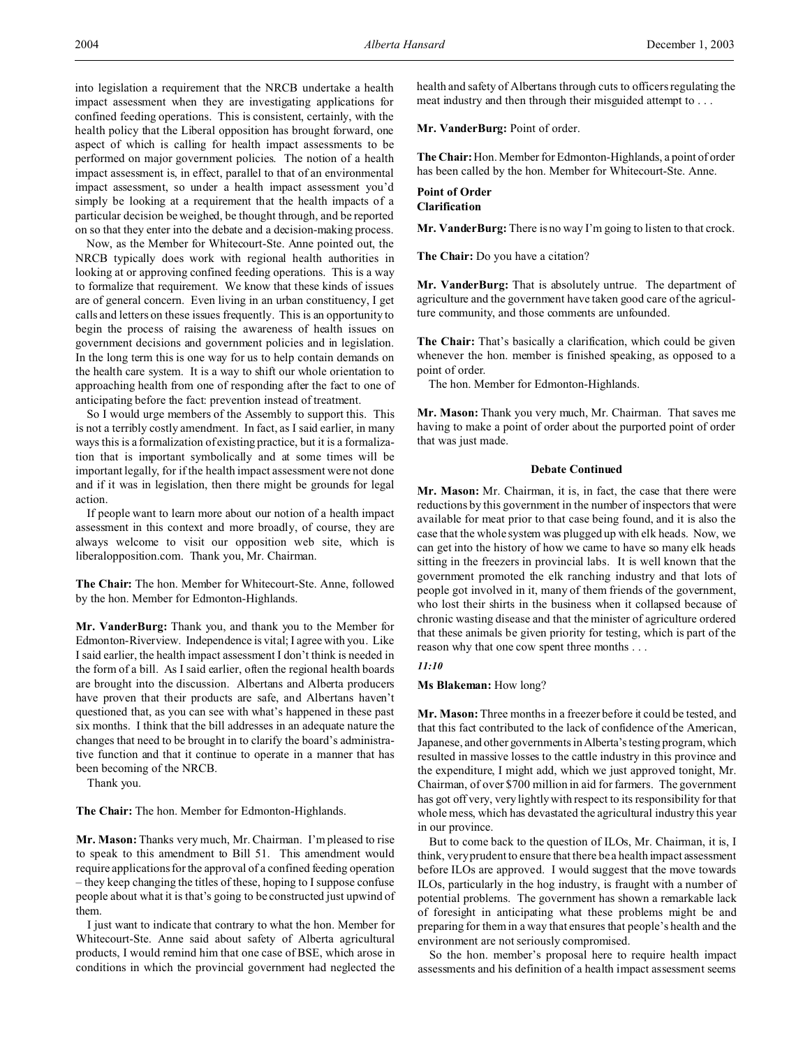into legislation a requirement that the NRCB undertake a health impact assessment when they are investigating applications for confined feeding operations. This is consistent, certainly, with the health policy that the Liberal opposition has brought forward, one aspect of which is calling for health impact assessments to be performed on major government policies. The notion of a health impact assessment is, in effect, parallel to that of an environmental impact assessment, so under a health impact assessment you'd simply be looking at a requirement that the health impacts of a particular decision be weighed, be thought through, and be reported on so that they enter into the debate and a decision-making process.

Now, as the Member for Whitecourt-Ste. Anne pointed out, the NRCB typically does work with regional health authorities in looking at or approving confined feeding operations. This is a way to formalize that requirement. We know that these kinds of issues are of general concern. Even living in an urban constituency, I get calls and letters on these issues frequently. This is an opportunity to begin the process of raising the awareness of health issues on government decisions and government policies and in legislation. In the long term this is one way for us to help contain demands on the health care system. It is a way to shift our whole orientation to approaching health from one of responding after the fact to one of anticipating before the fact: prevention instead of treatment.

So I would urge members of the Assembly to support this. This is not a terribly costly amendment. In fact, as I said earlier, in many ways this is a formalization of existing practice, but it is a formalization that is important symbolically and at some times will be important legally, for if the health impact assessment were not done and if it was in legislation, then there might be grounds for legal action.

If people want to learn more about our notion of a health impact assessment in this context and more broadly, of course, they are always welcome to visit our opposition web site, which is liberalopposition.com. Thank you, Mr. Chairman.

**The Chair:** The hon. Member for Whitecourt-Ste. Anne, followed by the hon. Member for Edmonton-Highlands.

**Mr. VanderBurg:** Thank you, and thank you to the Member for Edmonton-Riverview. Independence is vital; I agree with you. Like I said earlier, the health impact assessment I don't think is needed in the form of a bill. As I said earlier, often the regional health boards are brought into the discussion. Albertans and Alberta producers have proven that their products are safe, and Albertans haven't questioned that, as you can see with what's happened in these past six months. I think that the bill addresses in an adequate nature the changes that need to be brought in to clarify the board's administrative function and that it continue to operate in a manner that has been becoming of the NRCB.

Thank you.

**The Chair:** The hon. Member for Edmonton-Highlands.

**Mr. Mason:** Thanks very much, Mr. Chairman. I'm pleased to rise to speak to this amendment to Bill 51. This amendment would require applications for the approval of a confined feeding operation – they keep changing the titles of these, hoping to I suppose confuse people about what it is that's going to be constructed just upwind of them.

I just want to indicate that contrary to what the hon. Member for Whitecourt-Ste. Anne said about safety of Alberta agricultural products, I would remind him that one case of BSE, which arose in conditions in which the provincial government had neglected the health and safety of Albertans through cuts to officers regulating the meat industry and then through their misguided attempt to . . .

**Mr. VanderBurg:** Point of order.

**The Chair:** Hon. Member for Edmonton-Highlands, a point of order has been called by the hon. Member for Whitecourt-Ste. Anne.

**Point of Order**
**Clarification**

**Mr. VanderBurg:** There is no way I'm going to listen to that crock.

**The Chair:** Do you have a citation?

**Mr. VanderBurg:** That is absolutely untrue. The department of agriculture and the government have taken good care of the agriculture community, and those comments are unfounded.

**The Chair:** That's basically a clarification, which could be given whenever the hon. member is finished speaking, as opposed to a point of order.

The hon. Member for Edmonton-Highlands.

**Mr. Mason:** Thank you very much, Mr. Chairman. That saves me having to make a point of order about the purported point of order that was just made.

**Debate Continued**

**Mr. Mason:** Mr. Chairman, it is, in fact, the case that there were reductions by this government in the number of inspectors that were available for meat prior to that case being found, and it is also the case that the whole system was plugged up with elk heads. Now, we can get into the history of how we came to have so many elk heads sitting in the freezers in provincial labs. It is well known that the government promoted the elk ranching industry and that lots of people got involved in it, many of them friends of the government, who lost their shirts in the business when it collapsed because of chronic wasting disease and that the minister of agriculture ordered that these animals be given priority for testing, which is part of the reason why that one cow spent three months . . .

*11:10*

**Ms Blakeman:** How long?

**Mr. Mason:** Three months in a freezer before it could be tested, and that this fact contributed to the lack of confidence of the American, Japanese, and other governments in Alberta's testing program, which resulted in massive losses to the cattle industry in this province and the expenditure, I might add, which we just approved tonight, Mr. Chairman, of over $700 million in aid for farmers. The government has got off very, very lightly with respect to its responsibility for that whole mess, which has devastated the agricultural industry this year in our province.

But to come back to the question of ILOs, Mr. Chairman, it is, I think, very prudent to ensure that there be a health impact assessment before ILOs are approved. I would suggest that the move towards ILOs, particularly in the hog industry, is fraught with a number of potential problems. The government has shown a remarkable lack of foresight in anticipating what these problems might be and preparing for them in a way that ensures that people's health and the environment are not seriously compromised.

So the hon. member's proposal here to require health impact assessments and his definition of a health impact assessment seems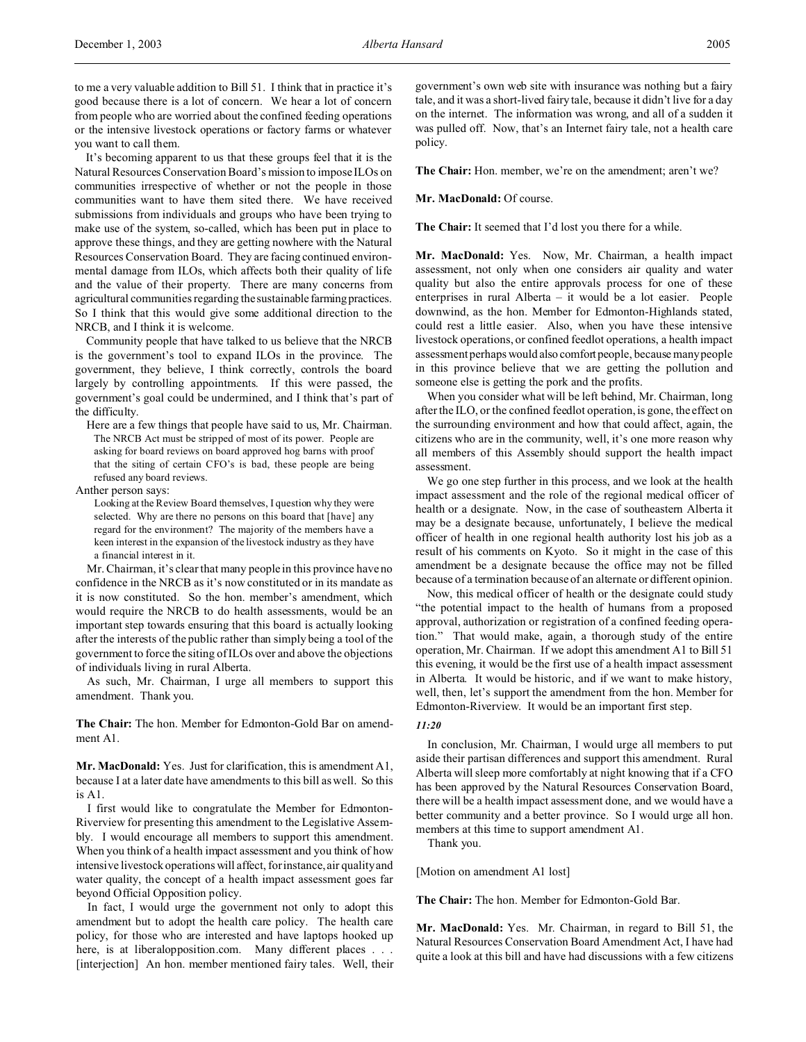to me a very valuable addition to Bill 51. I think that in practice it's good because there is a lot of concern. We hear a lot of concern from people who are worried about the confined feeding operations or the intensive livestock operations or factory farms or whatever you want to call them.

It's becoming apparent to us that these groups feel that it is the Natural Resources Conservation Board's mission to impose ILOs on communities irrespective of whether or not the people in those communities want to have them sited there. We have received submissions from individuals and groups who have been trying to make use of the system, so-called, which has been put in place to approve these things, and they are getting nowhere with the Natural Resources Conservation Board. They are facing continued environmental damage from ILOs, which affects both their quality of life and the value of their property. There are many concerns from agricultural communities regarding the sustainable farming practices. So I think that this would give some additional direction to the NRCB, and I think it is welcome.

Community people that have talked to us believe that the NRCB is the government's tool to expand ILOs in the province. The government, they believe, I think correctly, controls the board largely by controlling appointments. If this were passed, the government's goal could be undermined, and I think that's part of the difficulty.

Here are a few things that people have said to us, Mr. Chairman.

> The NRCB Act must be stripped of most of its power. People are asking for board reviews on board approved hog barns with proof that the siting of certain CFO's is bad, these people are being refused any board reviews.

Anther person says:

> Looking at the Review Board themselves, I question why they were selected. Why are there no persons on this board that [have] any regard for the environment? The majority of the members have a keen interest in the expansion of the livestock industry as they have a financial interest in it.

Mr. Chairman, it's clear that many people in this province have no confidence in the NRCB as it's now constituted or in its mandate as it is now constituted. So the hon. member's amendment, which would require the NRCB to do health assessments, would be an important step towards ensuring that this board is actually looking after the interests of the public rather than simply being a tool of the government to force the siting of ILOs over and above the objections of individuals living in rural Alberta.

As such, Mr. Chairman, I urge all members to support this amendment. Thank you.

**The Chair:** The hon. Member for Edmonton-Gold Bar on amendment A1.

**Mr. MacDonald:** Yes. Just for clarification, this is amendment A1, because I at a later date have amendments to this bill as well. So this is A1.

I first would like to congratulate the Member for Edmonton-Riverview for presenting this amendment to the Legislative Assembly. I would encourage all members to support this amendment. When you think of a health impact assessment and you think of how intensive livestock operations will affect, for instance, air quality and water quality, the concept of a health impact assessment goes far beyond Official Opposition policy.

In fact, I would urge the government not only to adopt this amendment but to adopt the health care policy. The health care policy, for those who are interested and have laptops hooked up here, is at liberalopposition.com. Many different places . . . [interjection] An hon. member mentioned fairy tales. Well, their government's own web site with insurance was nothing but a fairy tale, and it was a short-lived fairy tale, because it didn't live for a day on the internet. The information was wrong, and all of a sudden it was pulled off. Now, that's an Internet fairy tale, not a health care policy.

**The Chair:** Hon. member, we're on the amendment; aren't we?

**Mr. MacDonald:** Of course.

**The Chair:** It seemed that I'd lost you there for a while.

**Mr. MacDonald:** Yes. Now, Mr. Chairman, a health impact assessment, not only when one considers air quality and water quality but also the entire approvals process for one of these enterprises in rural Alberta – it would be a lot easier. People downwind, as the hon. Member for Edmonton-Highlands stated, could rest a little easier. Also, when you have these intensive livestock operations, or confined feedlot operations, a health impact assessment perhaps would also comfort people, because many people in this province believe that we are getting the pollution and someone else is getting the pork and the profits.

When you consider what will be left behind, Mr. Chairman, long after the ILO, or the confined feedlot operation, is gone, the effect on the surrounding environment and how that could affect, again, the citizens who are in the community, well, it's one more reason why all members of this Assembly should support the health impact assessment.

We go one step further in this process, and we look at the health impact assessment and the role of the regional medical officer of health or a designate. Now, in the case of southeastern Alberta it may be a designate because, unfortunately, I believe the medical officer of health in one regional health authority lost his job as a result of his comments on Kyoto. So it might in the case of this amendment be a designate because the office may not be filled because of a termination because of an alternate or different opinion.

Now, this medical officer of health or the designate could study "the potential impact to the health of humans from a proposed approval, authorization or registration of a confined feeding operation." That would make, again, a thorough study of the entire operation, Mr. Chairman. If we adopt this amendment A1 to Bill 51 this evening, it would be the first use of a health impact assessment in Alberta. It would be historic, and if we want to make history, well, then, let's support the amendment from the hon. Member for Edmonton-Riverview. It would be an important first step.

*11:20*

In conclusion, Mr. Chairman, I would urge all members to put aside their partisan differences and support this amendment. Rural Alberta will sleep more comfortably at night knowing that if a CFO has been approved by the Natural Resources Conservation Board, there will be a health impact assessment done, and we would have a better community and a better province. So I would urge all hon. members at this time to support amendment A1.

Thank you.

[Motion on amendment A1 lost]

**The Chair:** The hon. Member for Edmonton-Gold Bar.

**Mr. MacDonald:** Yes. Mr. Chairman, in regard to Bill 51, the Natural Resources Conservation Board Amendment Act, I have had quite a look at this bill and have had discussions with a few citizens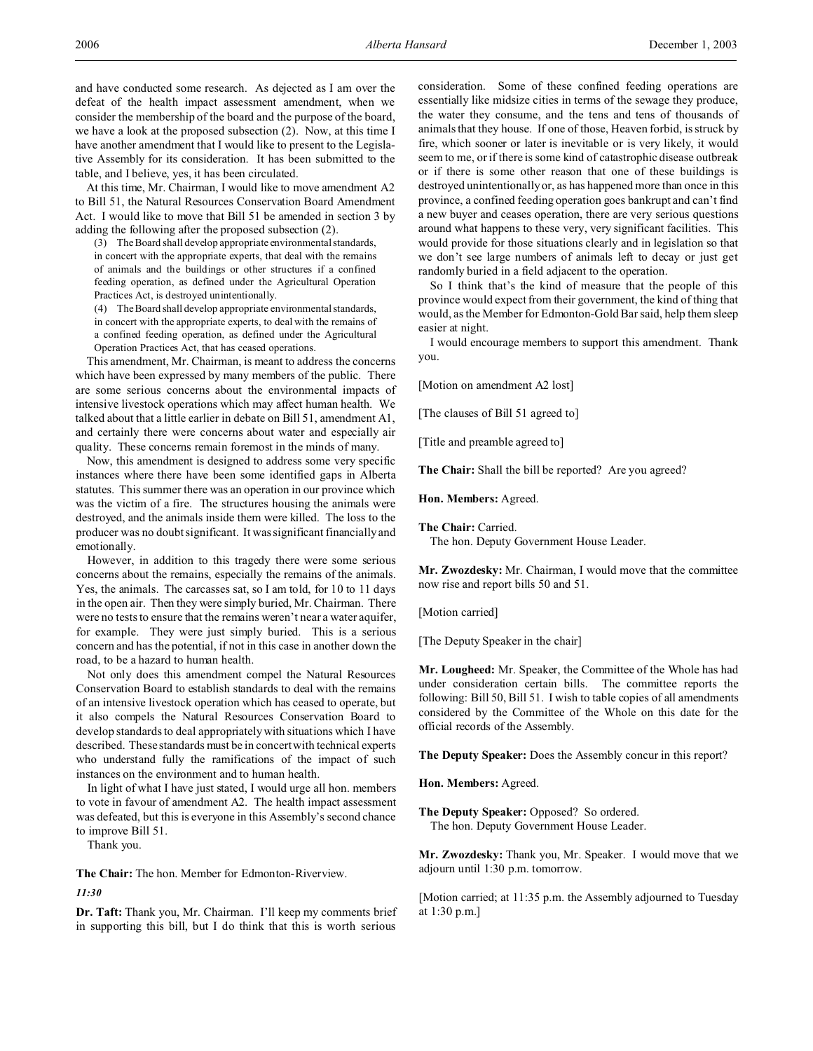and have conducted some research. As dejected as I am over the defeat of the health impact assessment amendment, when we consider the membership of the board and the purpose of the board, we have a look at the proposed subsection (2). Now, at this time I have another amendment that I would like to present to the Legislative Assembly for its consideration. It has been submitted to the table, and I believe, yes, it has been circulated.

At this time, Mr. Chairman, I would like to move amendment A2 to Bill 51, the Natural Resources Conservation Board Amendment Act. I would like to move that Bill 51 be amended in section 3 by adding the following after the proposed subsection (2).

> (3) The Board shall develop appropriate environmental standards, in concert with the appropriate experts, that deal with the remains of animals and the buildings or other structures if a confined feeding operation, as defined under the Agricultural Operation Practices Act, is destroyed unintentionally.
>
> (4) The Board shall develop appropriate environmental standards, in concert with the appropriate experts, to deal with the remains of a confined feeding operation, as defined under the Agricultural Operation Practices Act, that has ceased operations.

This amendment, Mr. Chairman, is meant to address the concerns which have been expressed by many members of the public. There are some serious concerns about the environmental impacts of intensive livestock operations which may affect human health. We talked about that a little earlier in debate on Bill 51, amendment A1, and certainly there were concerns about water and especially air quality. These concerns remain foremost in the minds of many.

Now, this amendment is designed to address some very specific instances where there have been some identified gaps in Alberta statutes. This summer there was an operation in our province which was the victim of a fire. The structures housing the animals were destroyed, and the animals inside them were killed. The loss to the producer was no doubt significant. It was significant financially and emotionally.

However, in addition to this tragedy there were some serious concerns about the remains, especially the remains of the animals. Yes, the animals. The carcasses sat, so I am told, for 10 to 11 days in the open air. Then they were simply buried, Mr. Chairman. There were no tests to ensure that the remains weren't near a water aquifer, for example. They were just simply buried. This is a serious concern and has the potential, if not in this case in another down the road, to be a hazard to human health.

Not only does this amendment compel the Natural Resources Conservation Board to establish standards to deal with the remains of an intensive livestock operation which has ceased to operate, but it also compels the Natural Resources Conservation Board to develop standards to deal appropriately with situations which I have described. These standards must be in concert with technical experts who understand fully the ramifications of the impact of such instances on the environment and to human health.

In light of what I have just stated, I would urge all hon. members to vote in favour of amendment A2. The health impact assessment was defeated, but this is everyone in this Assembly's second chance to improve Bill 51.

Thank you.

**The Chair:** The hon. Member for Edmonton-Riverview.

*11:30*

**Dr. Taft:** Thank you, Mr. Chairman. I'll keep my comments brief in supporting this bill, but I do think that this is worth serious consideration. Some of these confined feeding operations are essentially like midsize cities in terms of the sewage they produce, the water they consume, and the tens and tens of thousands of animals that they house. If one of those, Heaven forbid, is struck by fire, which sooner or later is inevitable or is very likely, it would seem to me, or if there is some kind of catastrophic disease outbreak or if there is some other reason that one of these buildings is destroyed unintentionally or, as has happened more than once in this province, a confined feeding operation goes bankrupt and can't find a new buyer and ceases operation, there are very serious questions around what happens to these very, very significant facilities. This would provide for those situations clearly and in legislation so that we don't see large numbers of animals left to decay or just get randomly buried in a field adjacent to the operation.

So I think that's the kind of measure that the people of this province would expect from their government, the kind of thing that would, as the Member for Edmonton-Gold Bar said, help them sleep easier at night.

I would encourage members to support this amendment. Thank you.

[Motion on amendment A2 lost]

[The clauses of Bill 51 agreed to]

[Title and preamble agreed to]

**The Chair:** Shall the bill be reported? Are you agreed?

**Hon. Members:** Agreed.

**The Chair:** Carried.
The hon. Deputy Government House Leader.

**Mr. Zwozdesky:** Mr. Chairman, I would move that the committee now rise and report bills 50 and 51.

[Motion carried]

[The Deputy Speaker in the chair]

**Mr. Lougheed:** Mr. Speaker, the Committee of the Whole has had under consideration certain bills. The committee reports the following: Bill 50, Bill 51. I wish to table copies of all amendments considered by the Committee of the Whole on this date for the official records of the Assembly.

**The Deputy Speaker:** Does the Assembly concur in this report?

**Hon. Members:** Agreed.

**The Deputy Speaker:** Opposed? So ordered.
The hon. Deputy Government House Leader.

**Mr. Zwozdesky:** Thank you, Mr. Speaker. I would move that we adjourn until 1:30 p.m. tomorrow.

[Motion carried; at 11:35 p.m. the Assembly adjourned to Tuesday at 1:30 p.m.]